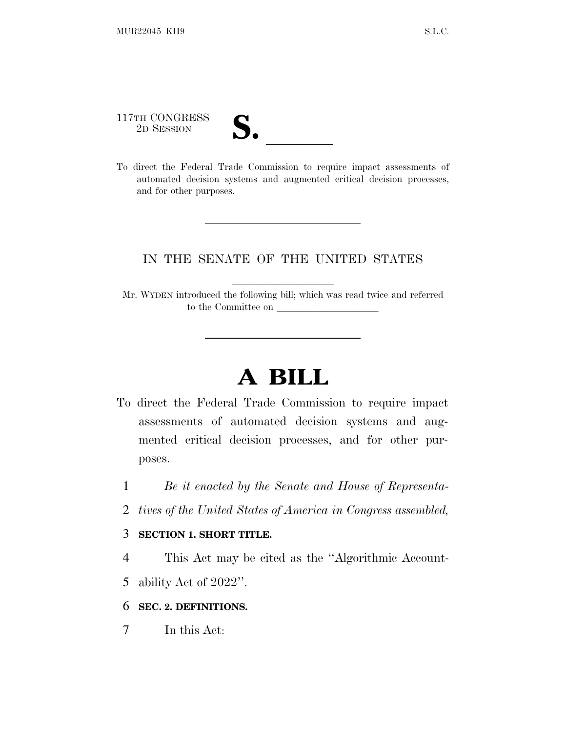117TH CONGRESS
2D SESSION

# S. ______

To direct the Federal Trade Commission to require impact assessments of automated decision systems and augmented critical decision processes, and for other purposes.

---

IN THE SENATE OF THE UNITED STATES

Mr. WYDEN introduced the following bill; which was read twice and referred to the Committee on ______________________

---

# A BILL

To direct the Federal Trade Commission to require impact assessments of automated decision systems and augmented critical decision processes, and for other purposes.

1 *Be it enacted by the Senate and House of Representa-*
2 *tives of the United States of America in Congress assembled,*

3 **SECTION 1. SHORT TITLE.**

4 This Act may be cited as the ''Algorithmic Account-
5 ability Act of 2022''.

6 **SEC. 2. DEFINITIONS.**

7 In this Act: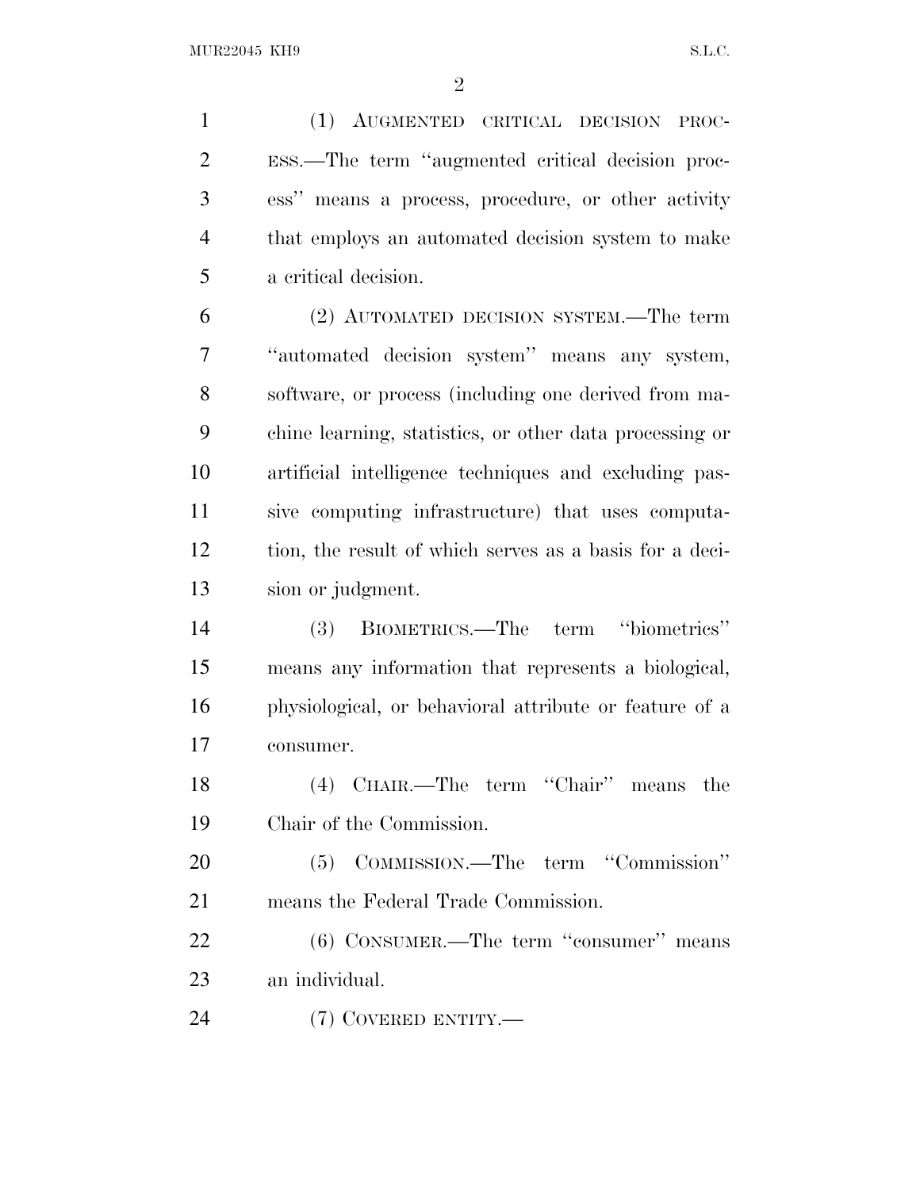(1) AUGMENTED CRITICAL DECISION PROCESS.—The term ''augmented critical decision process'' means a process, procedure, or other activity that employs an automated decision system to make a critical decision.

(2) AUTOMATED DECISION SYSTEM.—The term ''automated decision system'' means any system, software, or process (including one derived from machine learning, statistics, or other data processing or artificial intelligence techniques and excluding passive computing infrastructure) that uses computation, the result of which serves as a basis for a decision or judgment.

(3) BIOMETRICS.—The term ''biometrics'' means any information that represents a biological, physiological, or behavioral attribute or feature of a consumer.

(4) CHAIR.—The term ''Chair'' means the Chair of the Commission.

(5) COMMISSION.—The term ''Commission'' means the Federal Trade Commission.

(6) CONSUMER.—The term ''consumer'' means an individual.

(7) COVERED ENTITY.—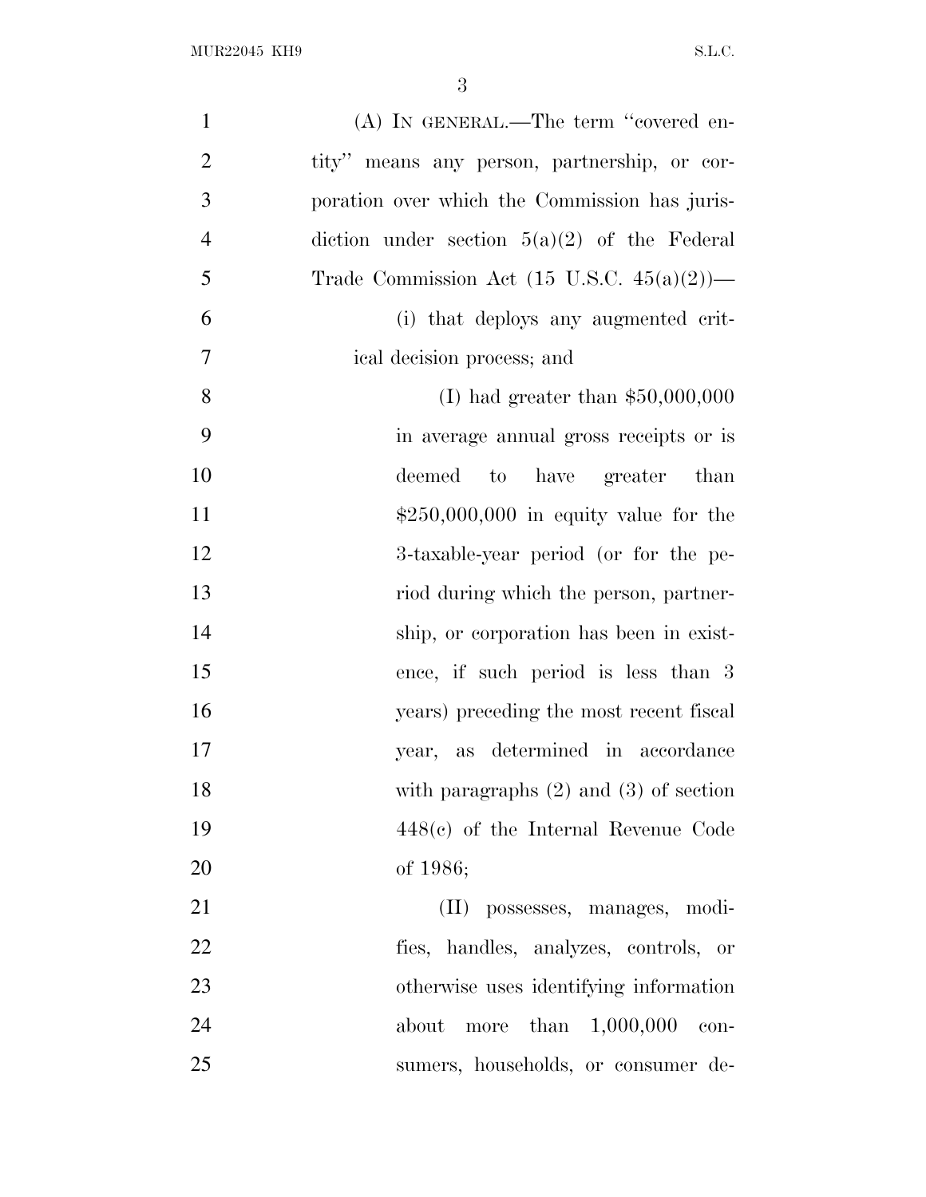(A) IN GENERAL.—The term "covered entity" means any person, partnership, or corporation over which the Commission has jurisdiction under section 5(a)(2) of the Federal Trade Commission Act (15 U.S.C. 45(a)(2))—

(i) that deploys any augmented critical decision process; and

(I) had greater than $50,000,000 in average annual gross receipts or is deemed to have greater than $250,000,000 in equity value for the 3-taxable-year period (or for the period during which the person, partnership, or corporation has been in existence, if such period is less than 3 years) preceding the most recent fiscal year, as determined in accordance with paragraphs (2) and (3) of section 448(c) of the Internal Revenue Code of 1986;

(II) possesses, manages, modifies, handles, analyzes, controls, or otherwise uses identifying information about more than 1,000,000 consumers, households, or consumer de-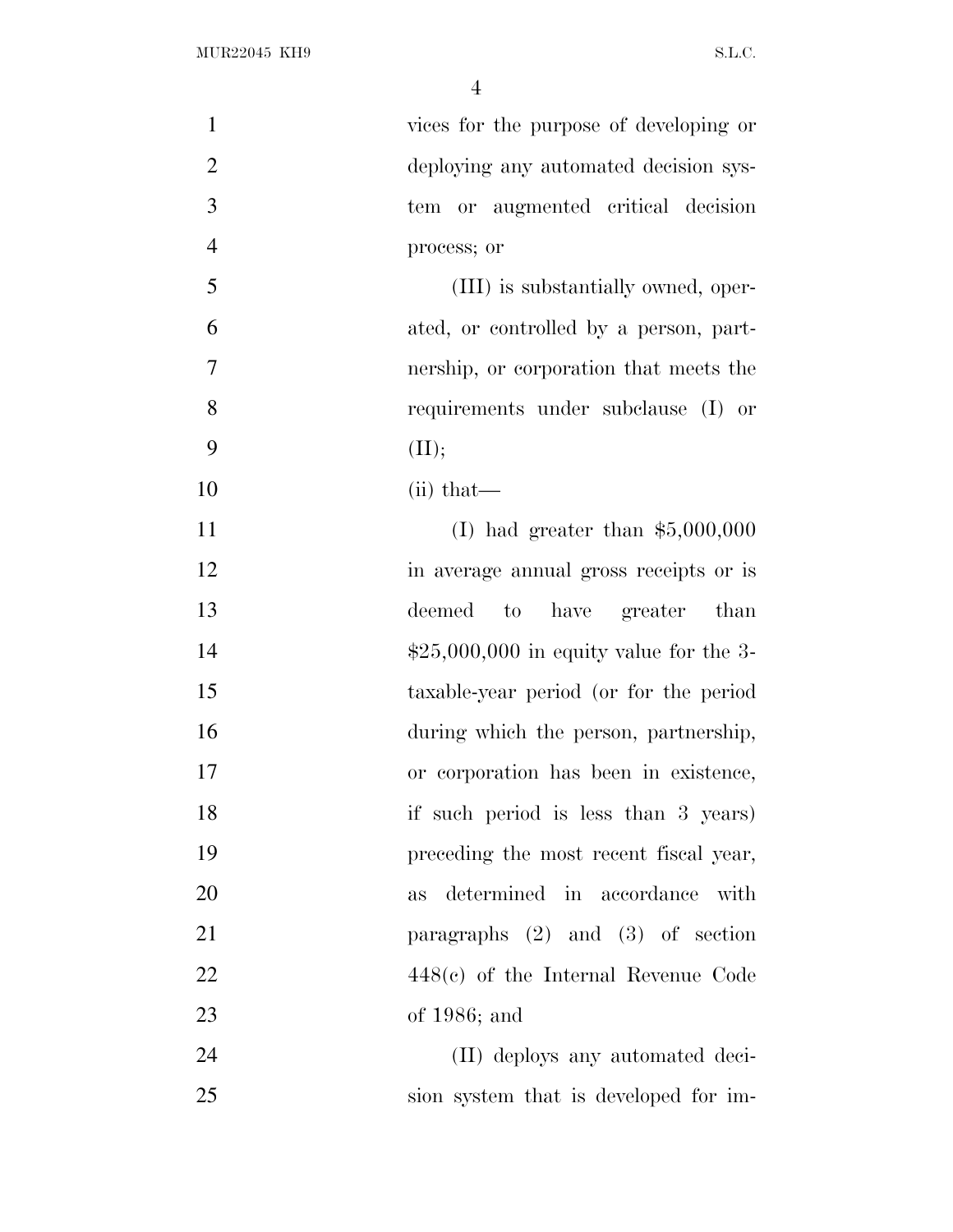vices for the purpose of developing or deploying any automated decision system or augmented critical decision process; or

(III) is substantially owned, operated, or controlled by a person, partnership, or corporation that meets the requirements under subclause (I) or (II);

(ii) that—

(I) had greater than $5,000,000 in average annual gross receipts or is deemed to have greater than $25,000,000 in equity value for the 3-taxable-year period (or for the period during which the person, partnership, or corporation has been in existence, if such period is less than 3 years) preceding the most recent fiscal year, as determined in accordance with paragraphs (2) and (3) of section 448(c) of the Internal Revenue Code of 1986; and

(II) deploys any automated decision system that is developed for im-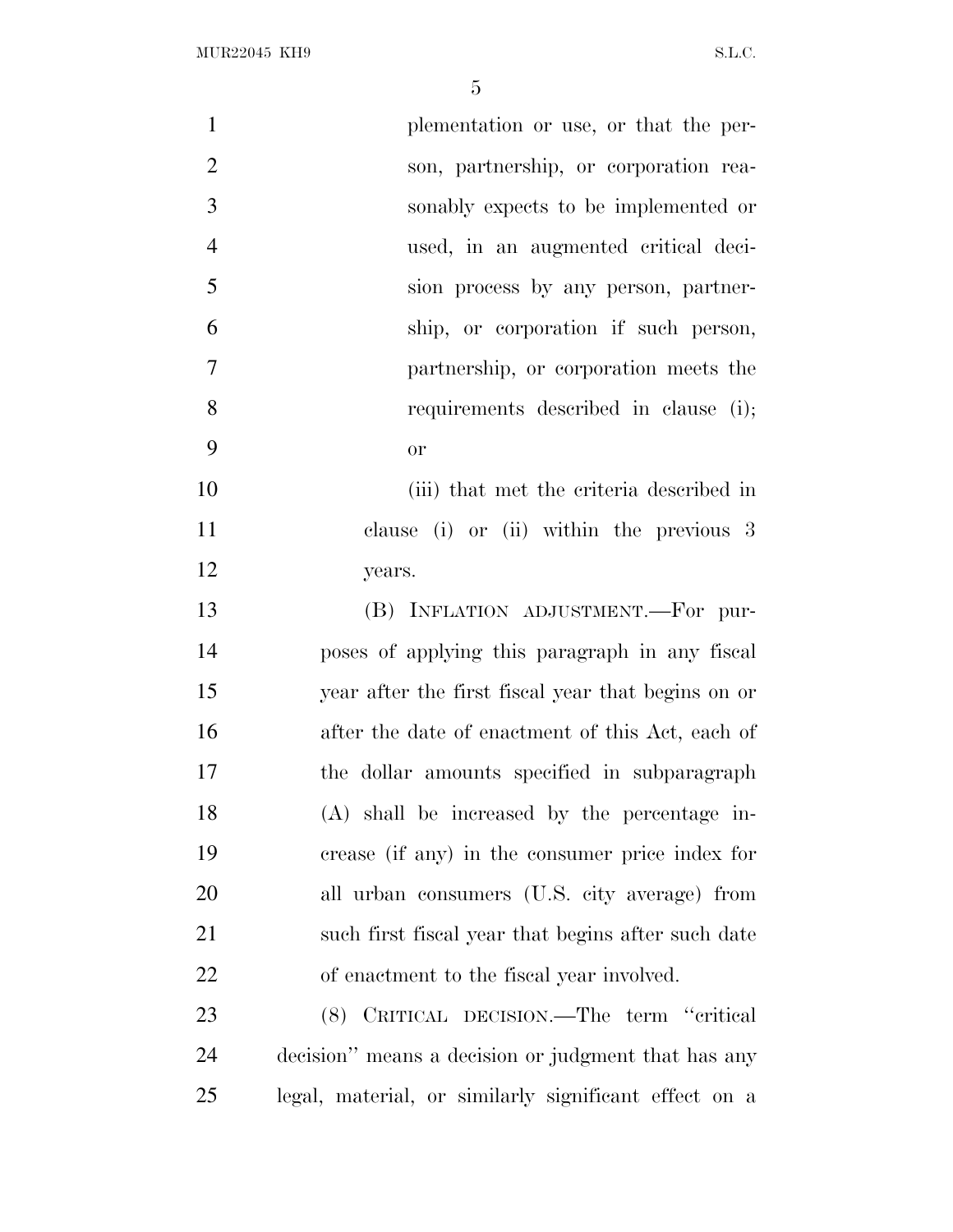plementation or use, or that the person, partnership, or corporation reasonably expects to be implemented or used, in an augmented critical decision process by any person, partnership, or corporation if such person, partnership, or corporation meets the requirements described in clause (i); or

(iii) that met the criteria described in clause (i) or (ii) within the previous 3 years.

(B) INFLATION ADJUSTMENT.—For purposes of applying this paragraph in any fiscal year after the first fiscal year that begins on or after the date of enactment of this Act, each of the dollar amounts specified in subparagraph (A) shall be increased by the percentage increase (if any) in the consumer price index for all urban consumers (U.S. city average) from such first fiscal year that begins after such date of enactment to the fiscal year involved.

(8) CRITICAL DECISION.—The term ''critical decision'' means a decision or judgment that has any legal, material, or similarly significant effect on a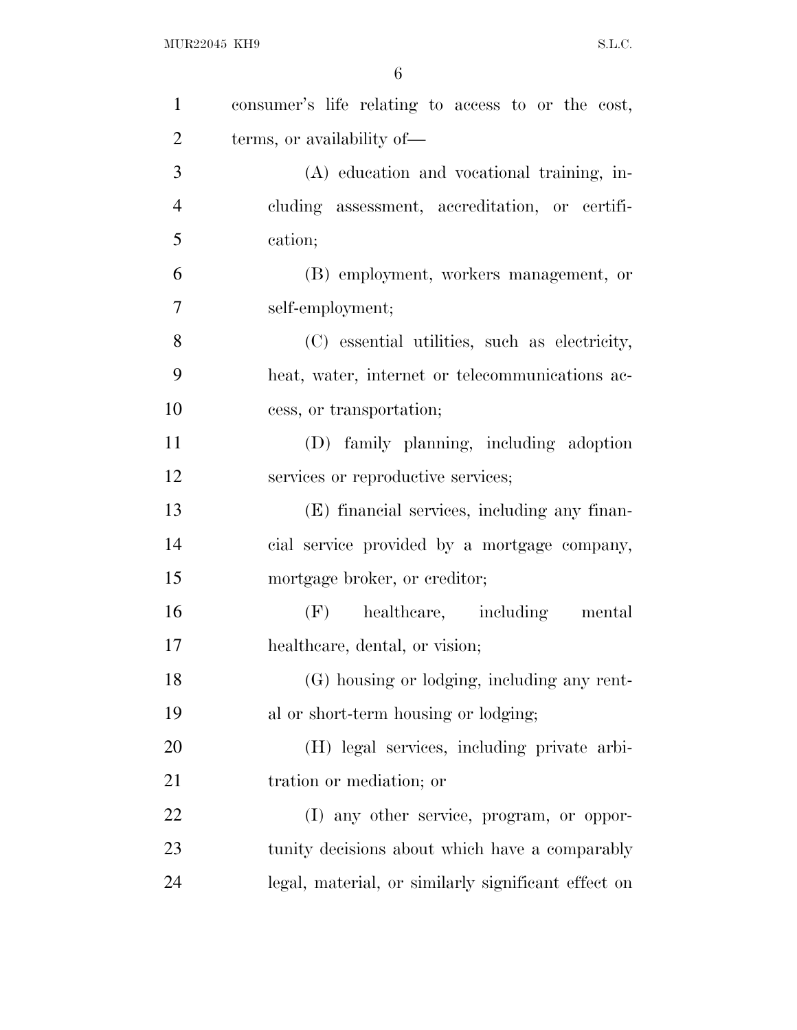consumer's life relating to access to or the cost, terms, or availability of—

(A) education and vocational training, including assessment, accreditation, or certification;

(B) employment, workers management, or self-employment;

(C) essential utilities, such as electricity, heat, water, internet or telecommunications access, or transportation;

(D) family planning, including adoption services or reproductive services;

(E) financial services, including any financial service provided by a mortgage company, mortgage broker, or creditor;

(F) healthcare, including mental healthcare, dental, or vision;

(G) housing or lodging, including any rental or short-term housing or lodging;

(H) legal services, including private arbitration or mediation; or

(I) any other service, program, or opportunity decisions about which have a comparably legal, material, or similarly significant effect on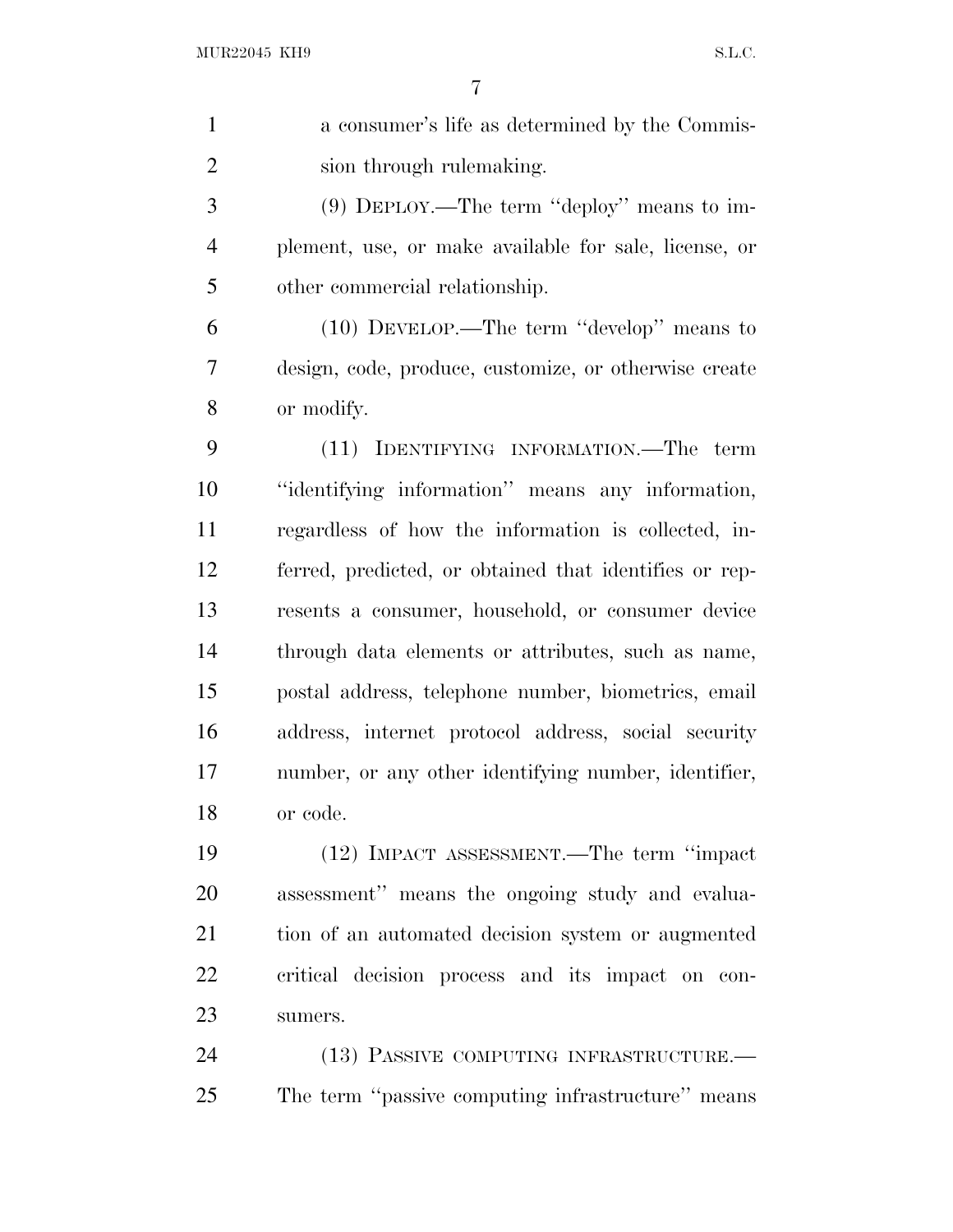a consumer's life as determined by the Commission through rulemaking.

(9) DEPLOY.—The term ''deploy'' means to implement, use, or make available for sale, license, or other commercial relationship.

(10) DEVELOP.—The term ''develop'' means to design, code, produce, customize, or otherwise create or modify.

(11) IDENTIFYING INFORMATION.—The term ''identifying information'' means any information, regardless of how the information is collected, inferred, predicted, or obtained that identifies or represents a consumer, household, or consumer device through data elements or attributes, such as name, postal address, telephone number, biometrics, email address, internet protocol address, social security number, or any other identifying number, identifier, or code.

(12) IMPACT ASSESSMENT.—The term ''impact assessment'' means the ongoing study and evaluation of an automated decision system or augmented critical decision process and its impact on consumers.

(13) PASSIVE COMPUTING INFRASTRUCTURE.—The term ''passive computing infrastructure'' means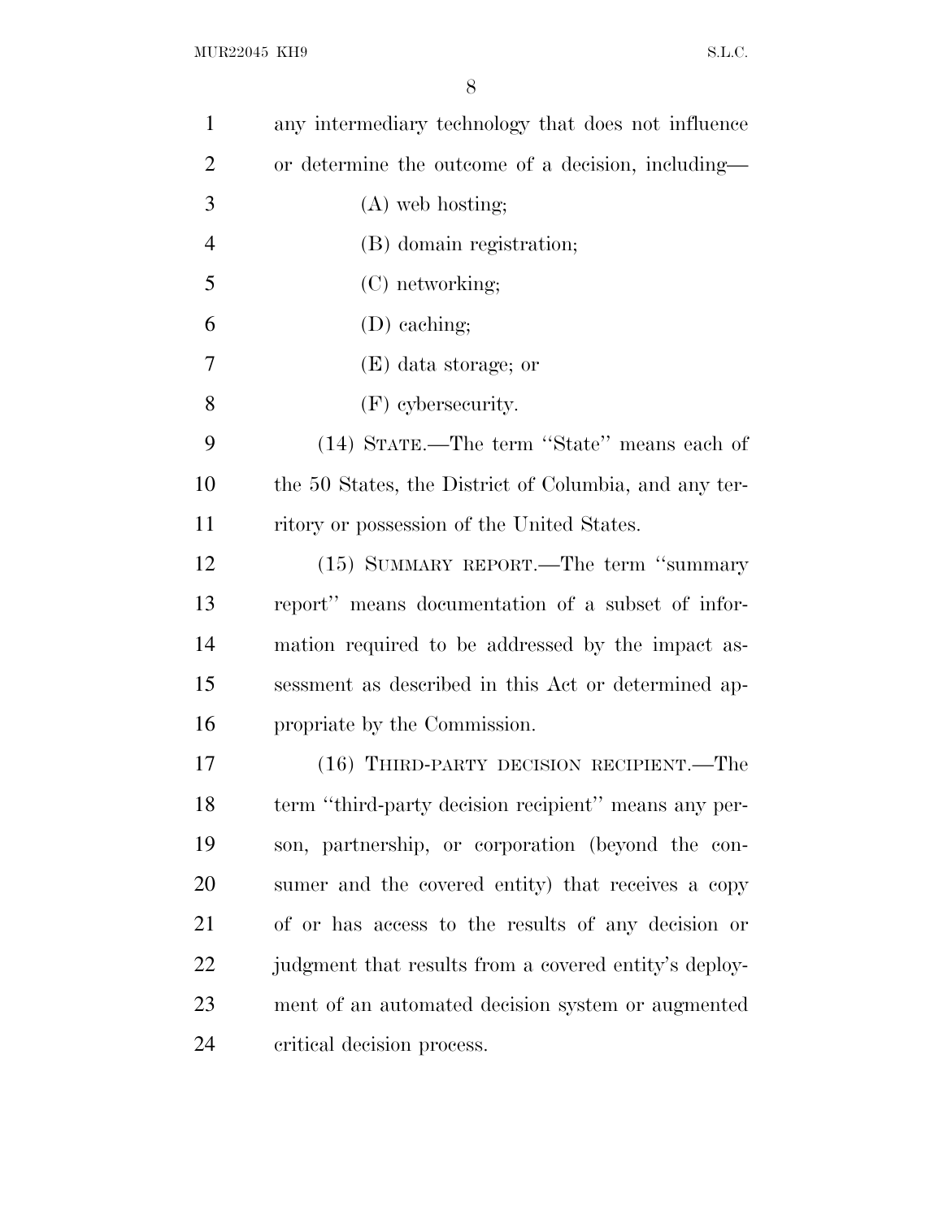any intermediary technology that does not influence or determine the outcome of a decision, including—

(A) web hosting;

(B) domain registration;

(C) networking;

(D) caching;

(E) data storage; or

(F) cybersecurity.

(14) STATE.—The term ''State'' means each of the 50 States, the District of Columbia, and any territory or possession of the United States.

(15) SUMMARY REPORT.—The term ''summary report'' means documentation of a subset of information required to be addressed by the impact assessment as described in this Act or determined appropriate by the Commission.

(16) THIRD-PARTY DECISION RECIPIENT.—The term ''third-party decision recipient'' means any person, partnership, or corporation (beyond the consumer and the covered entity) that receives a copy of or has access to the results of any decision or judgment that results from a covered entity's deployment of an automated decision system or augmented critical decision process.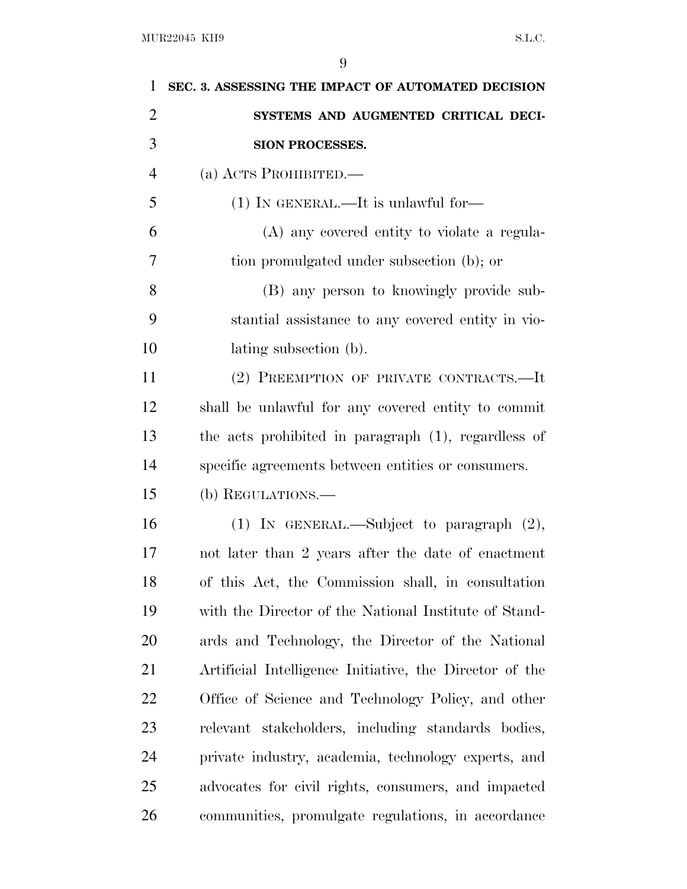**SEC. 3. ASSESSING THE IMPACT OF AUTOMATED DECISION SYSTEMS AND AUGMENTED CRITICAL DECISION PROCESSES.**

(a) ACTS PROHIBITED.—

(1) IN GENERAL.—It is unlawful for—

(A) any covered entity to violate a regulation promulgated under subsection (b); or

(B) any person to knowingly provide substantial assistance to any covered entity in violating subsection (b).

(2) PREEMPTION OF PRIVATE CONTRACTS.—It shall be unlawful for any covered entity to commit the acts prohibited in paragraph (1), regardless of specific agreements between entities or consumers.

(b) REGULATIONS.—

(1) IN GENERAL.—Subject to paragraph (2), not later than 2 years after the date of enactment of this Act, the Commission shall, in consultation with the Director of the National Institute of Standards and Technology, the Director of the National Artificial Intelligence Initiative, the Director of the Office of Science and Technology Policy, and other relevant stakeholders, including standards bodies, private industry, academia, technology experts, and advocates for civil rights, consumers, and impacted communities, promulgate regulations, in accordance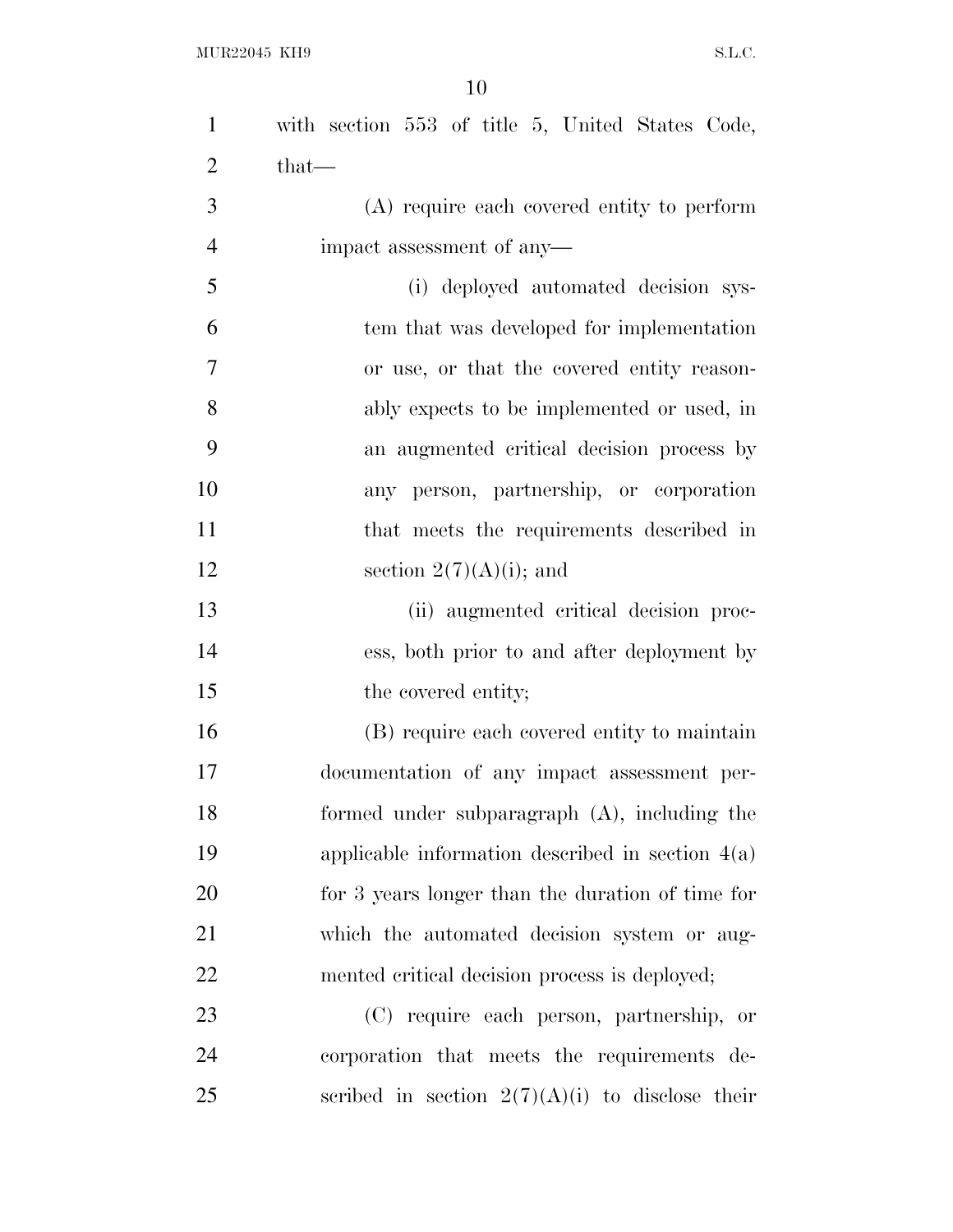with section 553 of title 5, United States Code, that—

(A) require each covered entity to perform impact assessment of any—

(i) deployed automated decision system that was developed for implementation or use, or that the covered entity reasonably expects to be implemented or used, in an augmented critical decision process by any person, partnership, or corporation that meets the requirements described in section 2(7)(A)(i); and

(ii) augmented critical decision process, both prior to and after deployment by the covered entity;

(B) require each covered entity to maintain documentation of any impact assessment performed under subparagraph (A), including the applicable information described in section 4(a) for 3 years longer than the duration of time for which the automated decision system or augmented critical decision process is deployed;

(C) require each person, partnership, or corporation that meets the requirements described in section 2(7)(A)(i) to disclose their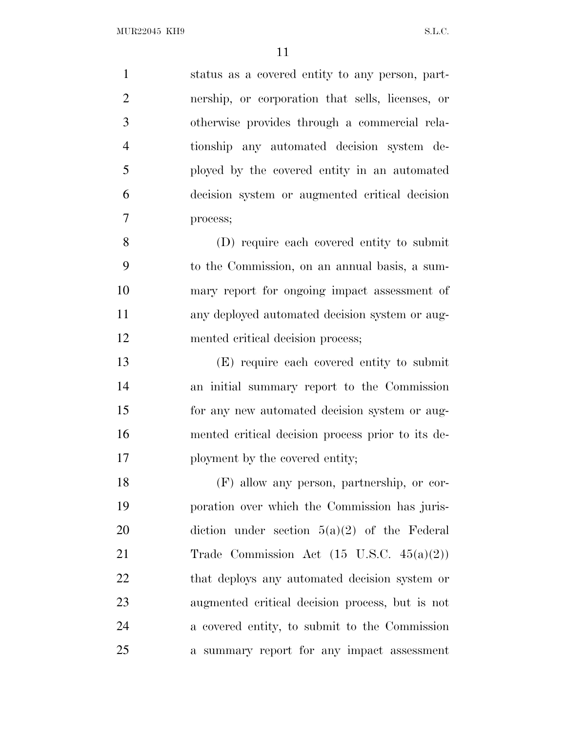status as a covered entity to any person, partnership, or corporation that sells, licenses, or otherwise provides through a commercial relationship any automated decision system deployed by the covered entity in an automated decision system or augmented critical decision process;

(D) require each covered entity to submit to the Commission, on an annual basis, a summary report for ongoing impact assessment of any deployed automated decision system or augmented critical decision process;

(E) require each covered entity to submit an initial summary report to the Commission for any new automated decision system or augmented critical decision process prior to its deployment by the covered entity;

(F) allow any person, partnership, or corporation over which the Commission has jurisdiction under section 5(a)(2) of the Federal Trade Commission Act (15 U.S.C. 45(a)(2)) that deploys any automated decision system or augmented critical decision process, but is not a covered entity, to submit to the Commission a summary report for any impact assessment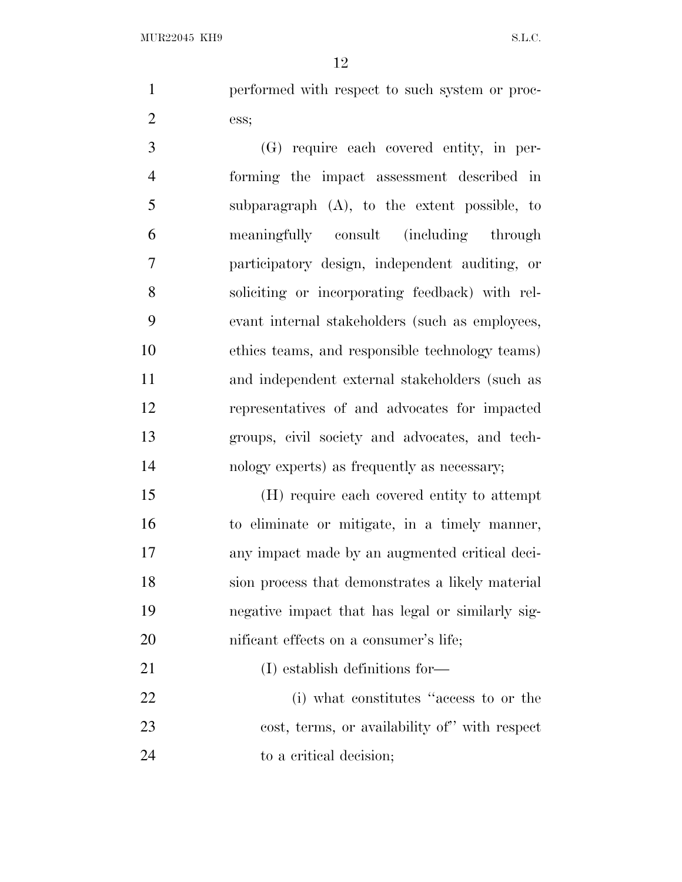performed with respect to such system or process;

(G) require each covered entity, in performing the impact assessment described in subparagraph (A), to the extent possible, to meaningfully consult (including through participatory design, independent auditing, or soliciting or incorporating feedback) with relevant internal stakeholders (such as employees, ethics teams, and responsible technology teams) and independent external stakeholders (such as representatives of and advocates for impacted groups, civil society and advocates, and technology experts) as frequently as necessary;

(H) require each covered entity to attempt to eliminate or mitigate, in a timely manner, any impact made by an augmented critical decision process that demonstrates a likely material negative impact that has legal or similarly significant effects on a consumer's life;

(I) establish definitions for—

(i) what constitutes "access to or the cost, terms, or availability of" with respect to a critical decision;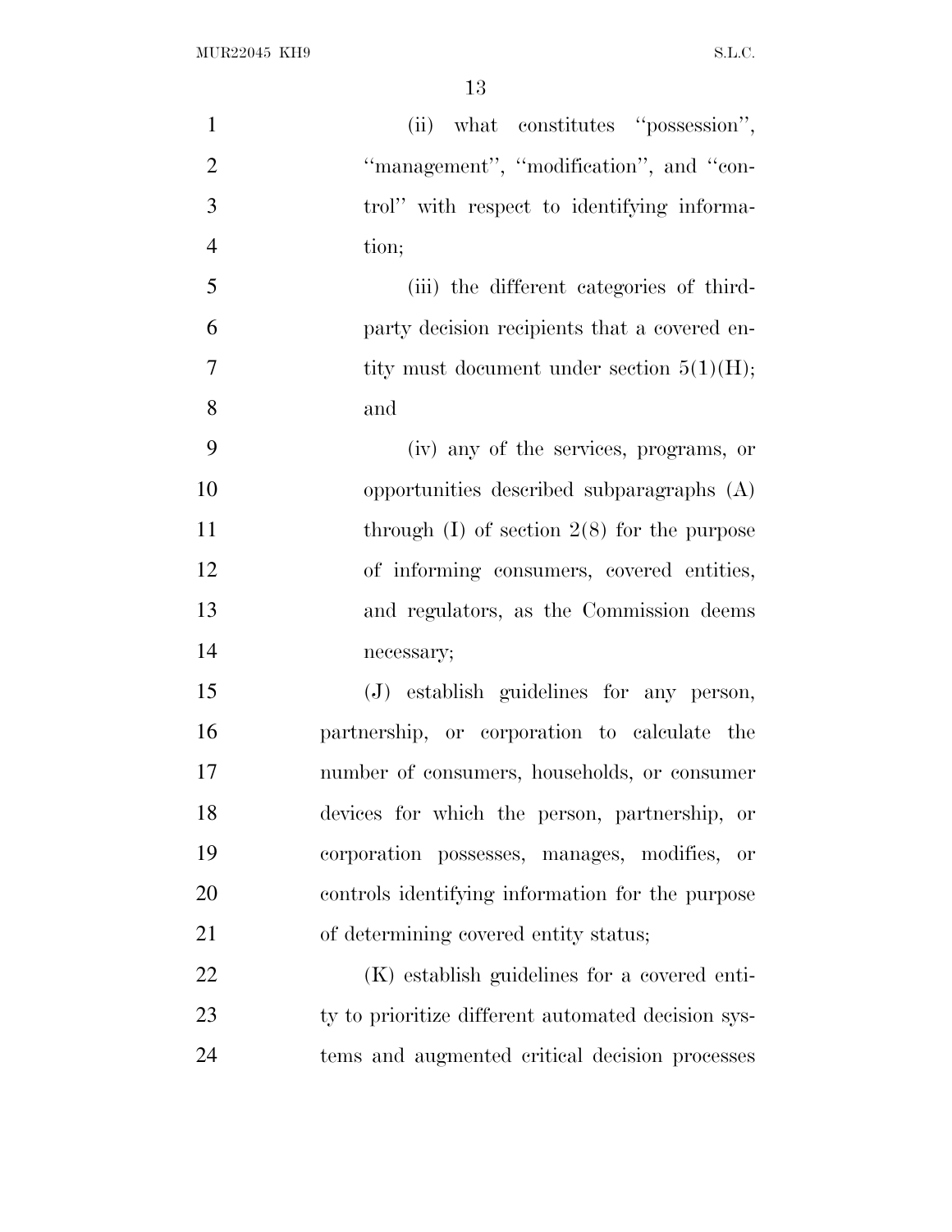(ii) what constitutes "possession", "management", "modification", and "control" with respect to identifying information;

(iii) the different categories of third-party decision recipients that a covered entity must document under section 5(1)(H); and

(iv) any of the services, programs, or opportunities described subparagraphs (A) through (I) of section 2(8) for the purpose of informing consumers, covered entities, and regulators, as the Commission deems necessary;

(J) establish guidelines for any person, partnership, or corporation to calculate the number of consumers, households, or consumer devices for which the person, partnership, or corporation possesses, manages, modifies, or controls identifying information for the purpose of determining covered entity status;

(K) establish guidelines for a covered entity to prioritize different automated decision systems and augmented critical decision processes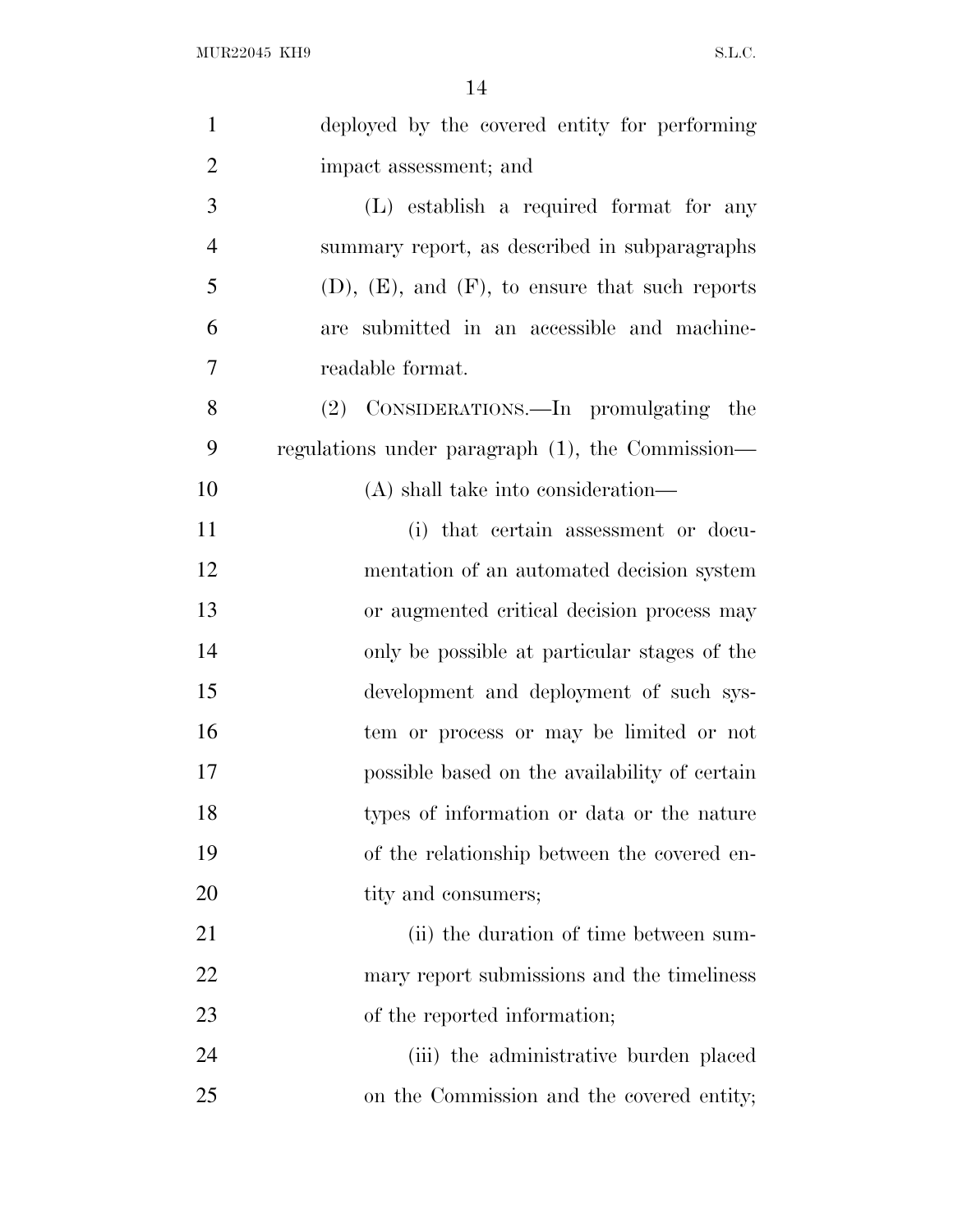deployed by the covered entity for performing impact assessment; and

(L) establish a required format for any summary report, as described in subparagraphs (D), (E), and (F), to ensure that such reports are submitted in an accessible and machine-readable format.

(2) CONSIDERATIONS.—In promulgating the regulations under paragraph (1), the Commission—

(A) shall take into consideration—

(i) that certain assessment or documentation of an automated decision system or augmented critical decision process may only be possible at particular stages of the development and deployment of such system or process or may be limited or not possible based on the availability of certain types of information or data or the nature of the relationship between the covered entity and consumers;

(ii) the duration of time between summary report submissions and the timeliness of the reported information;

(iii) the administrative burden placed on the Commission and the covered entity;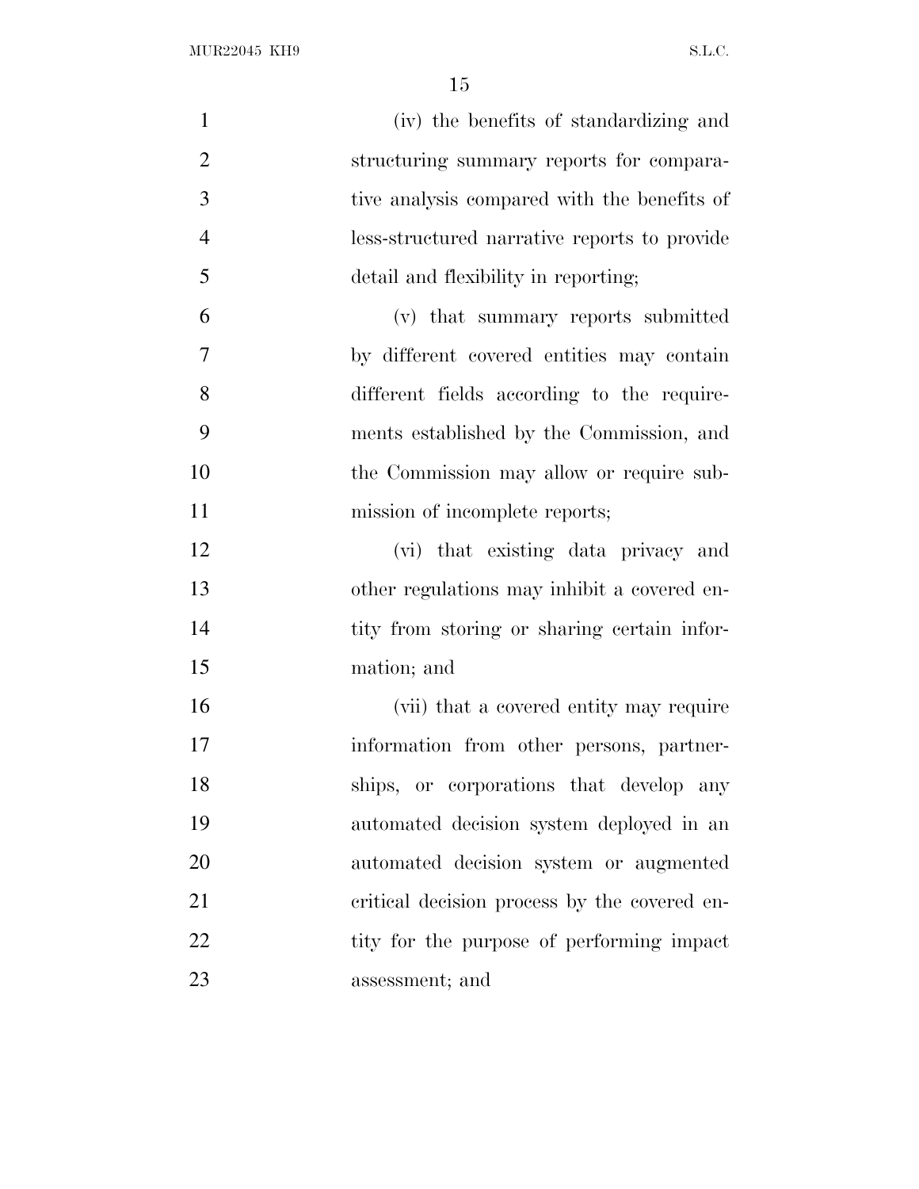(iv) the benefits of standardizing and structuring summary reports for comparative analysis compared with the benefits of less-structured narrative reports to provide detail and flexibility in reporting;

(v) that summary reports submitted by different covered entities may contain different fields according to the requirements established by the Commission, and the Commission may allow or require submission of incomplete reports;

(vi) that existing data privacy and other regulations may inhibit a covered entity from storing or sharing certain information; and

(vii) that a covered entity may require information from other persons, partnerships, or corporations that develop any automated decision system deployed in an automated decision system or augmented critical decision process by the covered entity for the purpose of performing impact assessment; and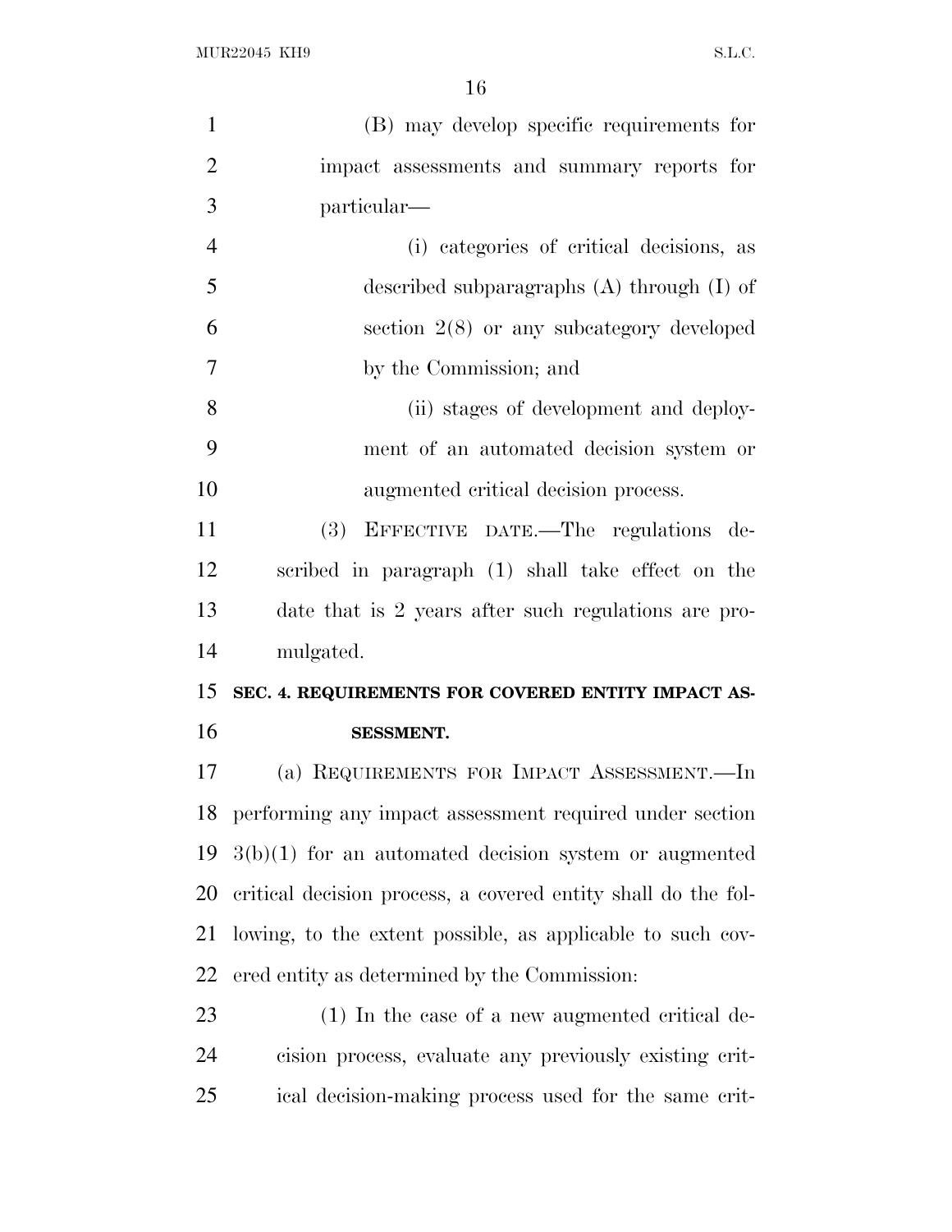(B) may develop specific requirements for impact assessments and summary reports for particular—

(i) categories of critical decisions, as described subparagraphs (A) through (I) of section 2(8) or any subcategory developed by the Commission; and

(ii) stages of development and deployment of an automated decision system or augmented critical decision process.

(3) EFFECTIVE DATE.—The regulations described in paragraph (1) shall take effect on the date that is 2 years after such regulations are promulgated.

**SEC. 4. REQUIREMENTS FOR COVERED ENTITY IMPACT ASSESSMENT.**

(a) REQUIREMENTS FOR IMPACT ASSESSMENT.—In performing any impact assessment required under section 3(b)(1) for an automated decision system or augmented critical decision process, a covered entity shall do the following, to the extent possible, as applicable to such covered entity as determined by the Commission:

(1) In the case of a new augmented critical decision process, evaluate any previously existing critical decision-making process used for the same crit-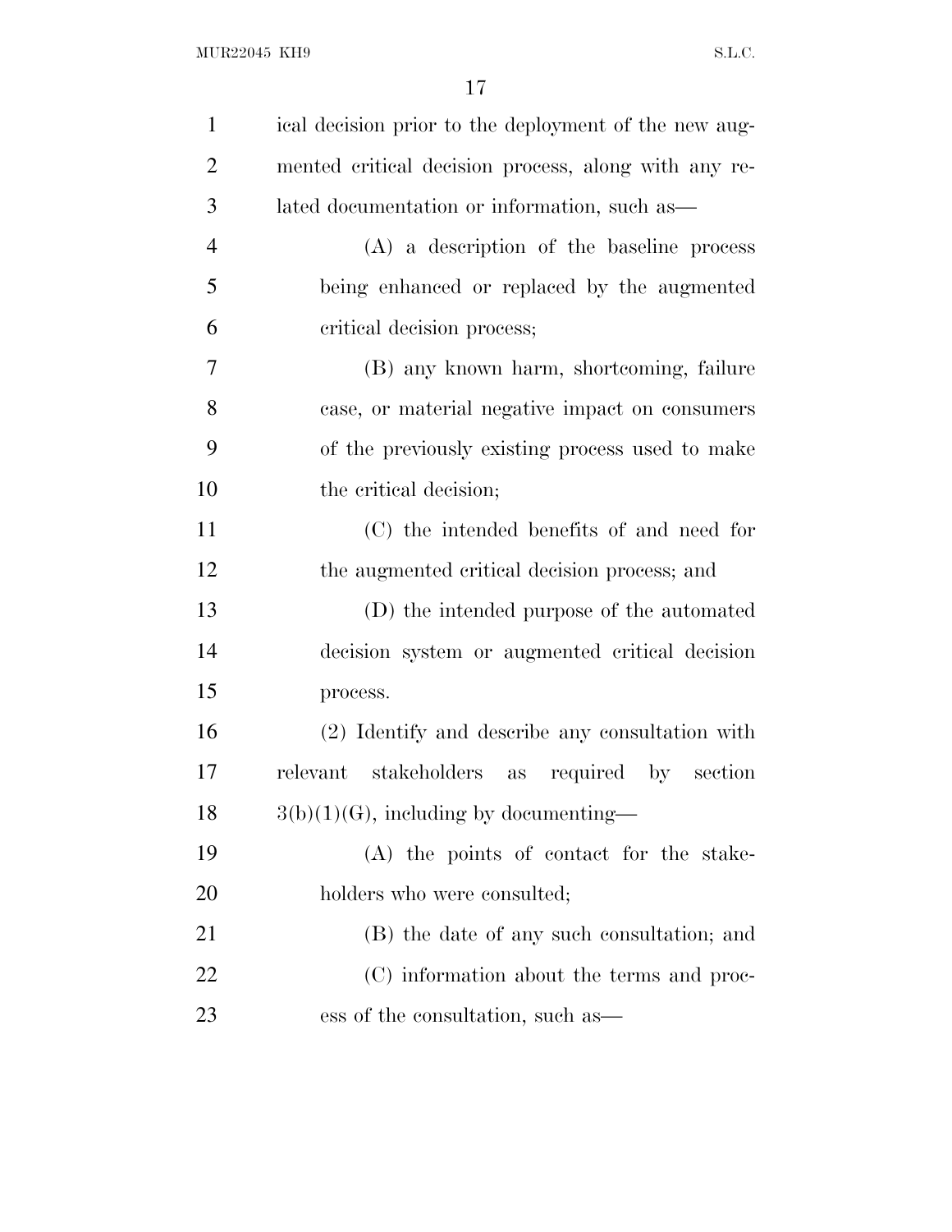ical decision prior to the deployment of the new augmented critical decision process, along with any related documentation or information, such as—

(A) a description of the baseline process being enhanced or replaced by the augmented critical decision process;

(B) any known harm, shortcoming, failure case, or material negative impact on consumers of the previously existing process used to make the critical decision;

(C) the intended benefits of and need for the augmented critical decision process; and

(D) the intended purpose of the automated decision system or augmented critical decision process.

(2) Identify and describe any consultation with relevant stakeholders as required by section 3(b)(1)(G), including by documenting—

(A) the points of contact for the stakeholders who were consulted;

(B) the date of any such consultation; and

(C) information about the terms and process of the consultation, such as—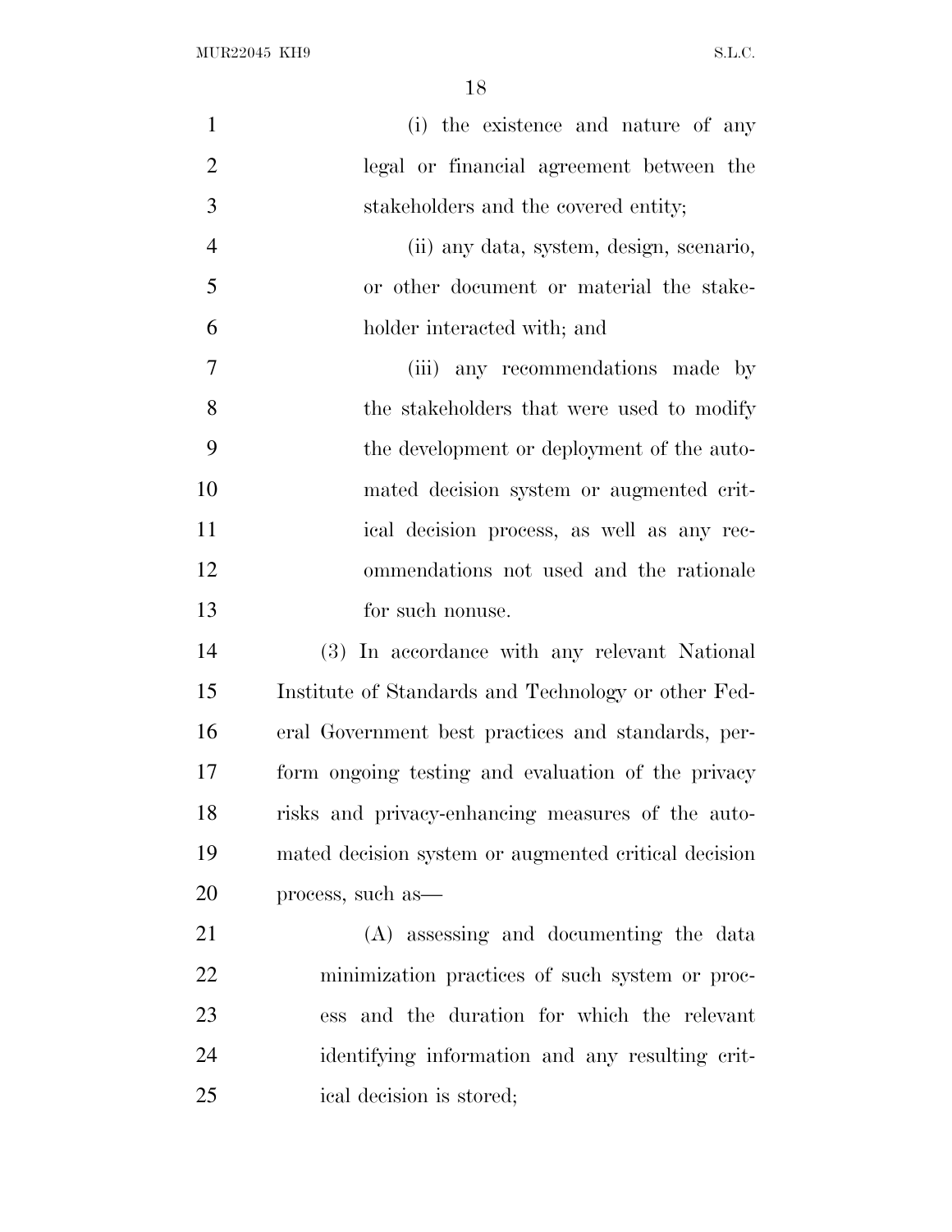(i) the existence and nature of any legal or financial agreement between the stakeholders and the covered entity;

(ii) any data, system, design, scenario, or other document or material the stakeholder interacted with; and

(iii) any recommendations made by the stakeholders that were used to modify the development or deployment of the automated decision system or augmented critical decision process, as well as any recommendations not used and the rationale for such nonuse.

(3) In accordance with any relevant National Institute of Standards and Technology or other Federal Government best practices and standards, perform ongoing testing and evaluation of the privacy risks and privacy-enhancing measures of the automated decision system or augmented critical decision process, such as—

(A) assessing and documenting the data minimization practices of such system or process and the duration for which the relevant identifying information and any resulting critical decision is stored;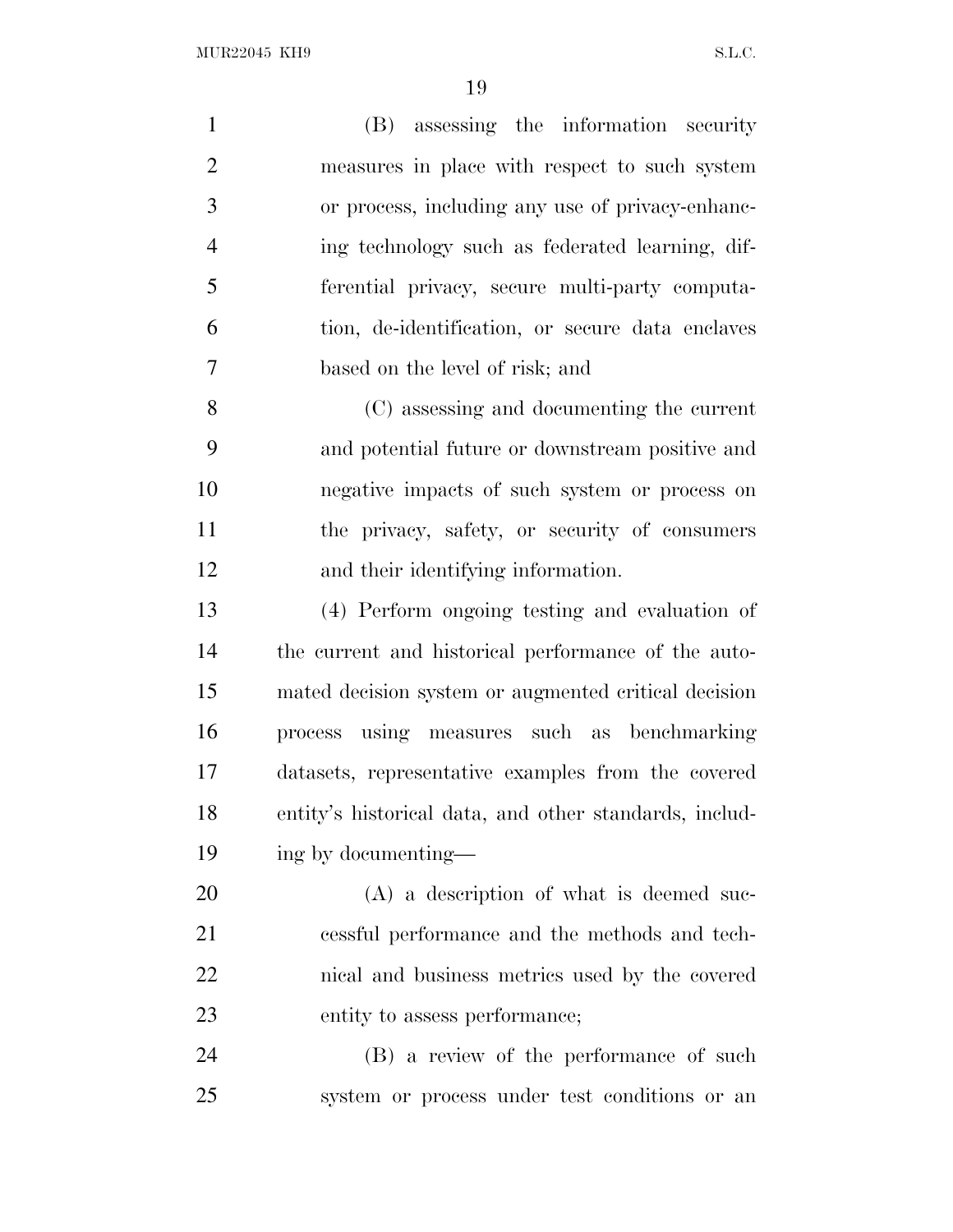(B) assessing the information security measures in place with respect to such system or process, including any use of privacy-enhancing technology such as federated learning, differential privacy, secure multi-party computation, de-identification, or secure data enclaves based on the level of risk; and

(C) assessing and documenting the current and potential future or downstream positive and negative impacts of such system or process on the privacy, safety, or security of consumers and their identifying information.

(4) Perform ongoing testing and evaluation of the current and historical performance of the automated decision system or augmented critical decision process using measures such as benchmarking datasets, representative examples from the covered entity's historical data, and other standards, including by documenting—

(A) a description of what is deemed successful performance and the methods and technical and business metrics used by the covered entity to assess performance;

(B) a review of the performance of such system or process under test conditions or an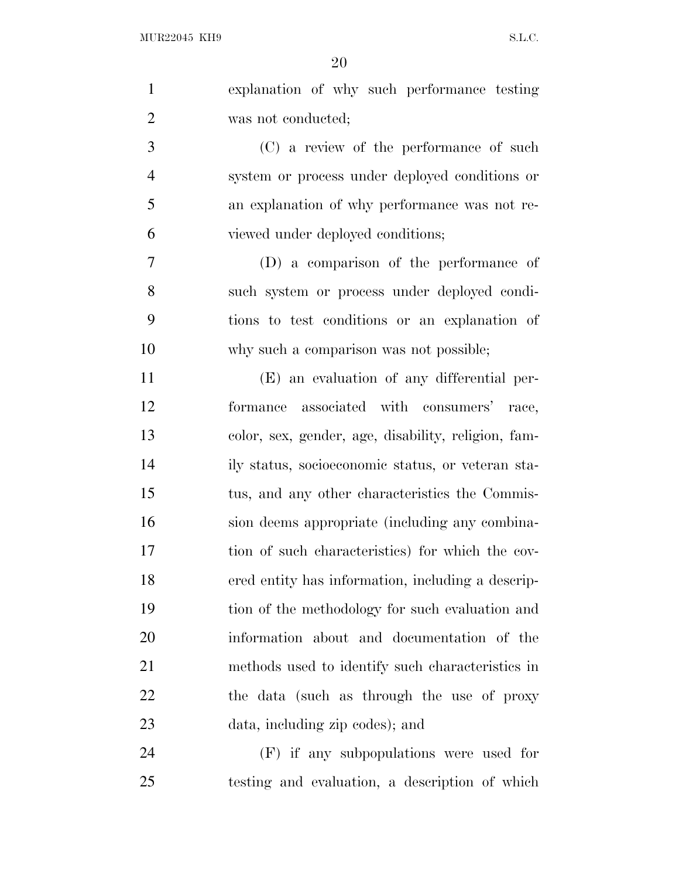explanation of why such performance testing was not conducted;

(C) a review of the performance of such system or process under deployed conditions or an explanation of why performance was not reviewed under deployed conditions;

(D) a comparison of the performance of such system or process under deployed conditions to test conditions or an explanation of why such a comparison was not possible;

(E) an evaluation of any differential performance associated with consumers' race, color, sex, gender, age, disability, religion, family status, socioeconomic status, or veteran status, and any other characteristics the Commission deems appropriate (including any combination of such characteristics) for which the covered entity has information, including a description of the methodology for such evaluation and information about and documentation of the methods used to identify such characteristics in the data (such as through the use of proxy data, including zip codes); and

(F) if any subpopulations were used for testing and evaluation, a description of which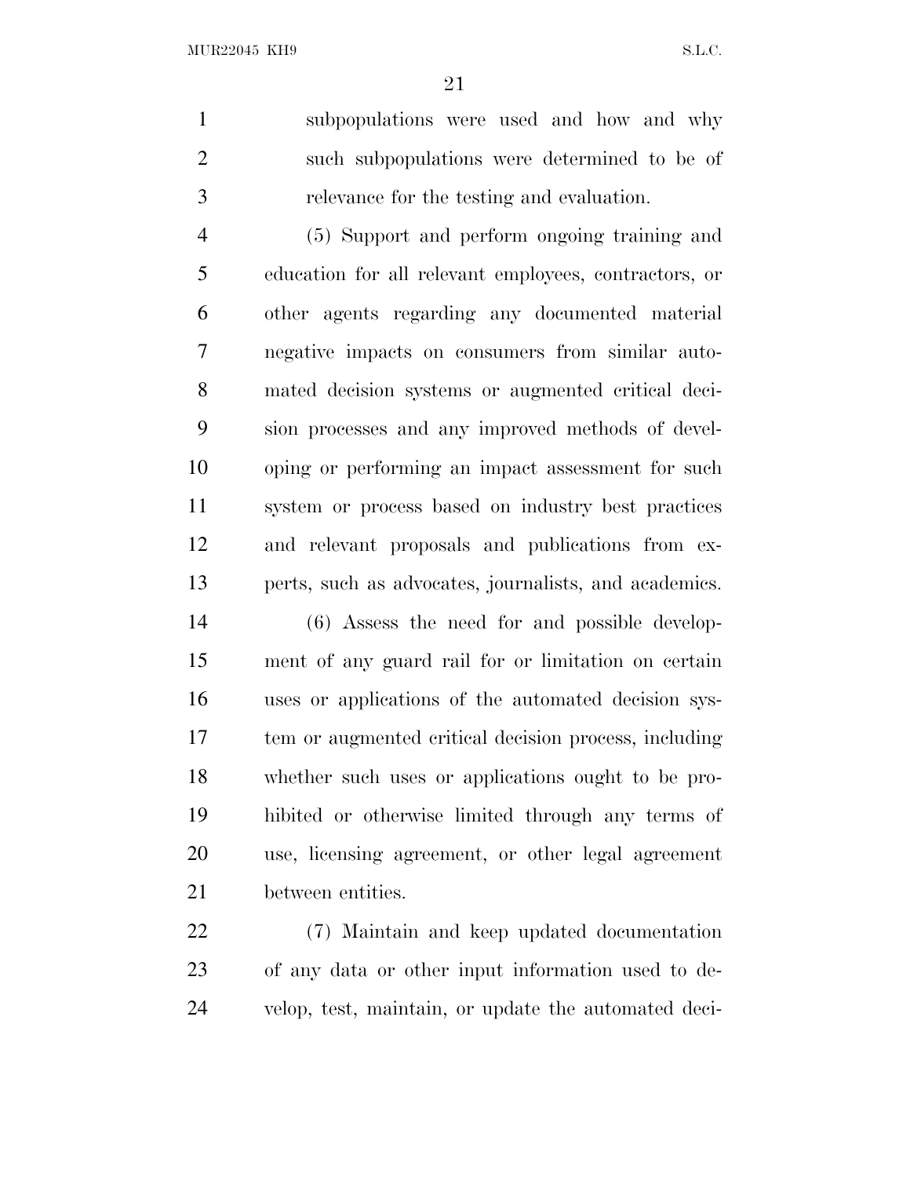subpopulations were used and how and why such subpopulations were determined to be of relevance for the testing and evaluation.

(5) Support and perform ongoing training and education for all relevant employees, contractors, or other agents regarding any documented material negative impacts on consumers from similar automated decision systems or augmented critical decision processes and any improved methods of developing or performing an impact assessment for such system or process based on industry best practices and relevant proposals and publications from experts, such as advocates, journalists, and academics.

(6) Assess the need for and possible development of any guard rail for or limitation on certain uses or applications of the automated decision system or augmented critical decision process, including whether such uses or applications ought to be prohibited or otherwise limited through any terms of use, licensing agreement, or other legal agreement between entities.

(7) Maintain and keep updated documentation of any data or other input information used to develop, test, maintain, or update the automated deci-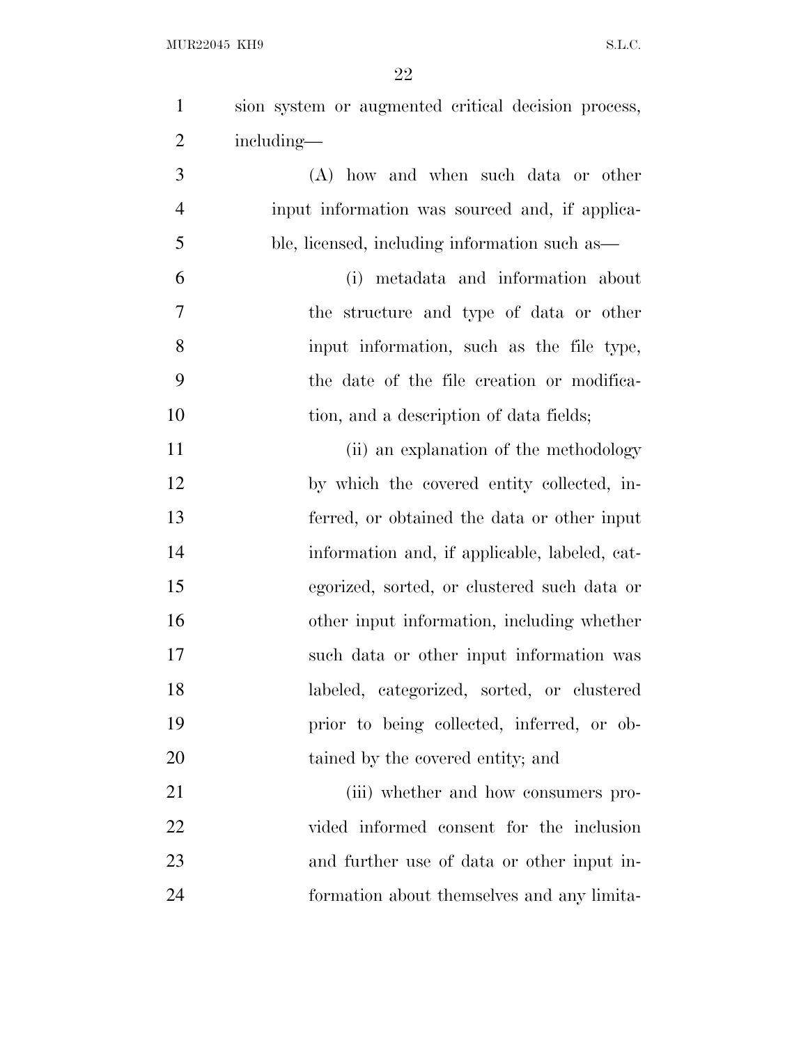sion system or augmented critical decision process, including—

(A) how and when such data or other input information was sourced and, if applicable, licensed, including information such as—

(i) metadata and information about the structure and type of data or other input information, such as the file type, the date of the file creation or modification, and a description of data fields;

(ii) an explanation of the methodology by which the covered entity collected, inferred, or obtained the data or other input information and, if applicable, labeled, categorized, sorted, or clustered such data or other input information, including whether such data or other input information was labeled, categorized, sorted, or clustered prior to being collected, inferred, or obtained by the covered entity; and

(iii) whether and how consumers provided informed consent for the inclusion and further use of data or other input information about themselves and any limita-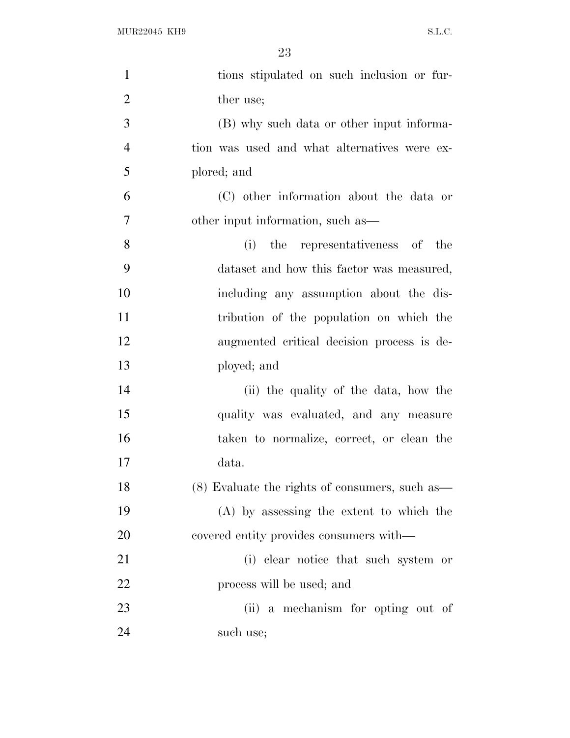tions stipulated on such inclusion or further use;

(B) why such data or other input information was used and what alternatives were explored; and

(C) other information about the data or other input information, such as—

(i) the representativeness of the dataset and how this factor was measured, including any assumption about the distribution of the population on which the augmented critical decision process is deployed; and

(ii) the quality of the data, how the quality was evaluated, and any measure taken to normalize, correct, or clean the data.

(8) Evaluate the rights of consumers, such as—

(A) by assessing the extent to which the covered entity provides consumers with—

(i) clear notice that such system or process will be used; and

(ii) a mechanism for opting out of such use;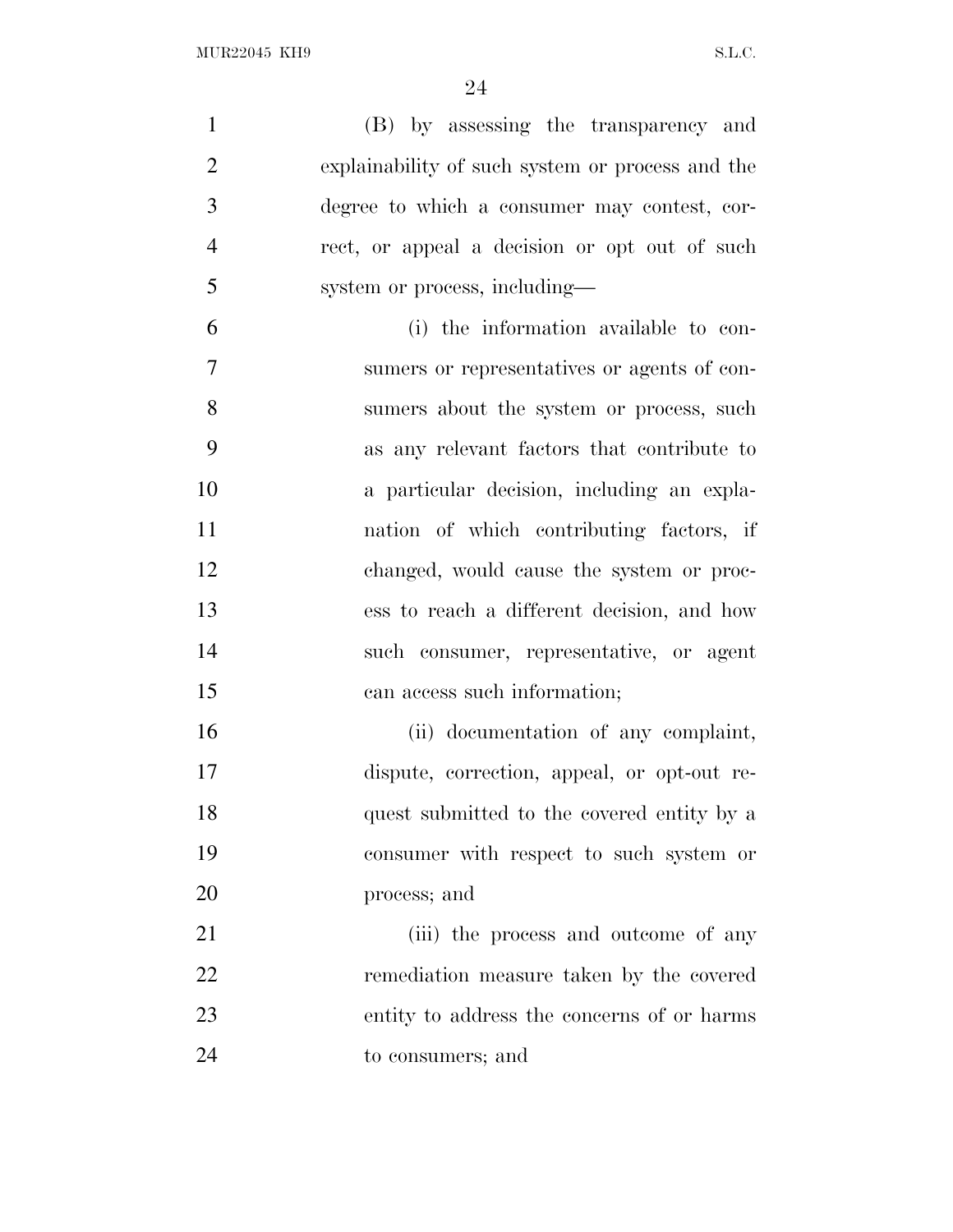(B) by assessing the transparency and explainability of such system or process and the degree to which a consumer may contest, correct, or appeal a decision or opt out of such system or process, including—

(i) the information available to consumers or representatives or agents of consumers about the system or process, such as any relevant factors that contribute to a particular decision, including an explanation of which contributing factors, if changed, would cause the system or process to reach a different decision, and how such consumer, representative, or agent can access such information;

(ii) documentation of any complaint, dispute, correction, appeal, or opt-out request submitted to the covered entity by a consumer with respect to such system or process; and

(iii) the process and outcome of any remediation measure taken by the covered entity to address the concerns of or harms to consumers; and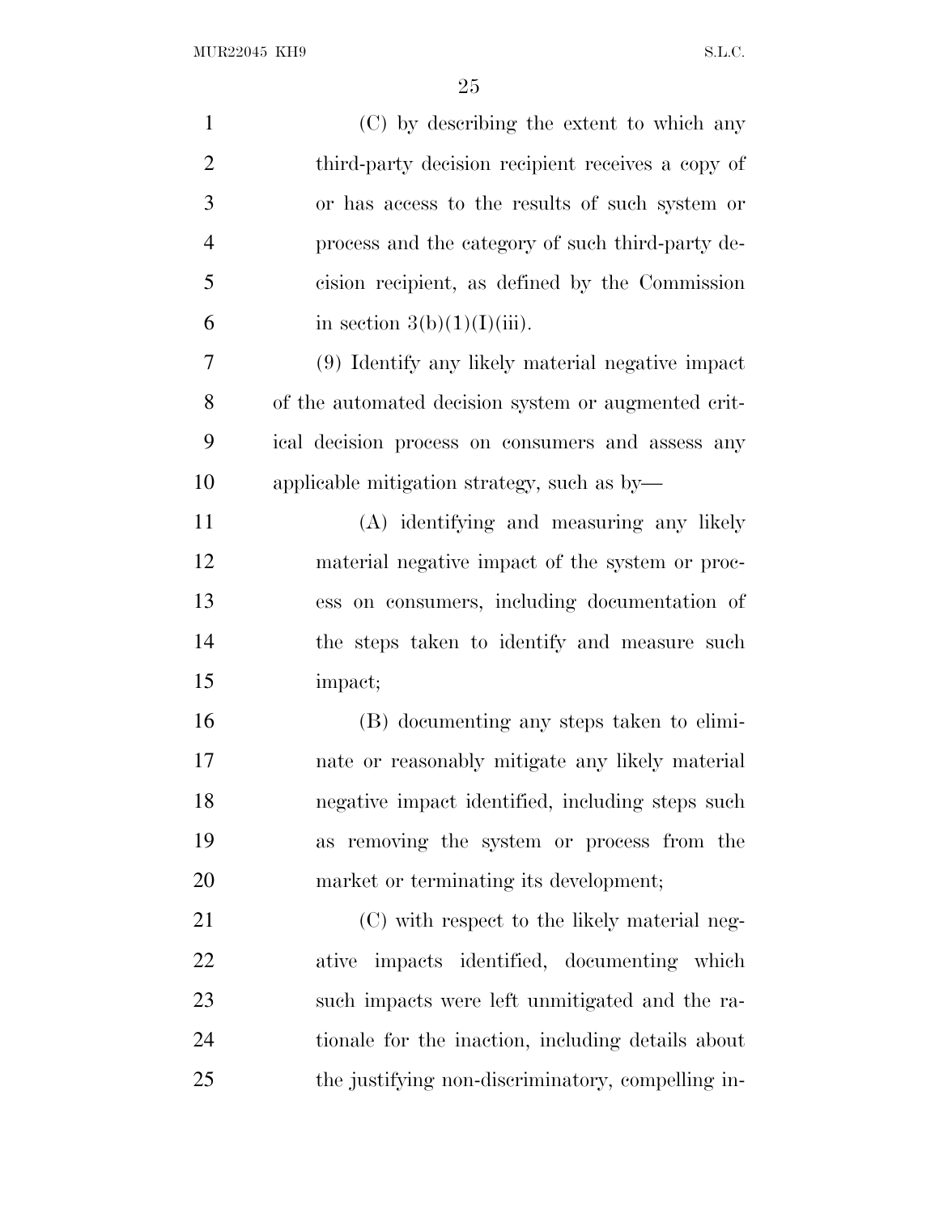(C) by describing the extent to which any third-party decision recipient receives a copy of or has access to the results of such system or process and the category of such third-party decision recipient, as defined by the Commission in section 3(b)(1)(I)(iii).

(9) Identify any likely material negative impact of the automated decision system or augmented critical decision process on consumers and assess any applicable mitigation strategy, such as by—

(A) identifying and measuring any likely material negative impact of the system or process on consumers, including documentation of the steps taken to identify and measure such impact;

(B) documenting any steps taken to eliminate or reasonably mitigate any likely material negative impact identified, including steps such as removing the system or process from the market or terminating its development;

(C) with respect to the likely material negative impacts identified, documenting which such impacts were left unmitigated and the rationale for the inaction, including details about the justifying non-discriminatory, compelling in-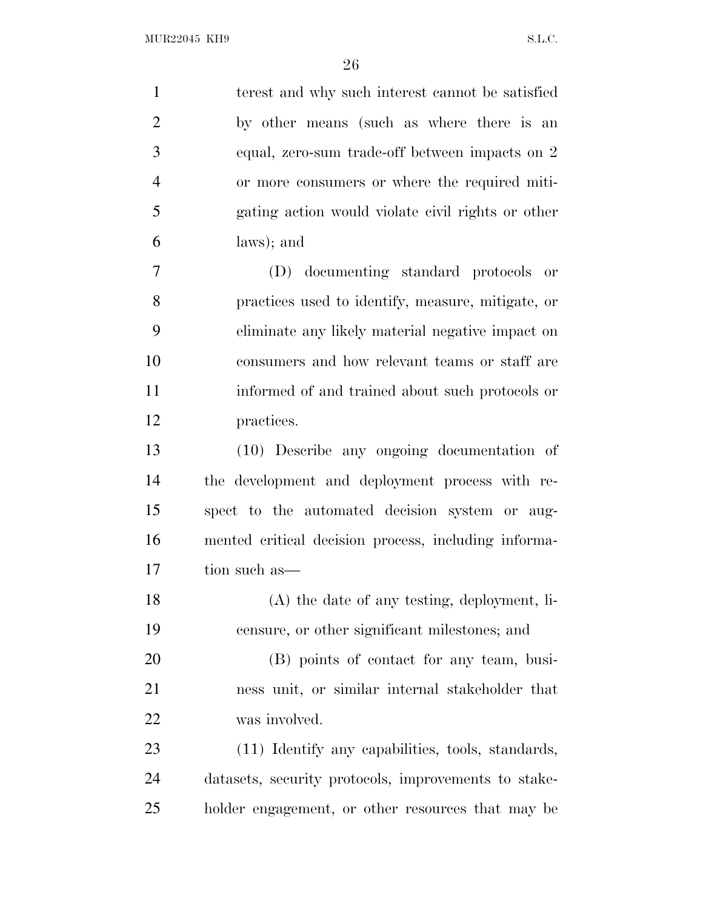terest and why such interest cannot be satisfied by other means (such as where there is an equal, zero-sum trade-off between impacts on 2 or more consumers or where the required mitigating action would violate civil rights or other laws); and

(D) documenting standard protocols or practices used to identify, measure, mitigate, or eliminate any likely material negative impact on consumers and how relevant teams or staff are informed of and trained about such protocols or practices.

(10) Describe any ongoing documentation of the development and deployment process with respect to the automated decision system or augmented critical decision process, including information such as—

(A) the date of any testing, deployment, licensure, or other significant milestones; and

(B) points of contact for any team, business unit, or similar internal stakeholder that was involved.

(11) Identify any capabilities, tools, standards, datasets, security protocols, improvements to stakeholder engagement, or other resources that may be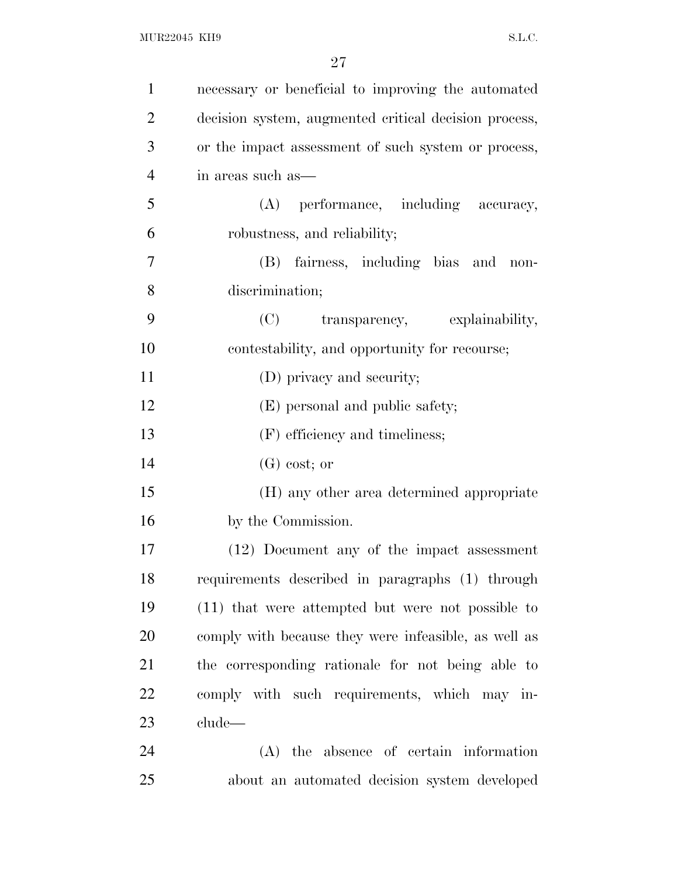necessary or beneficial to improving the automated decision system, augmented critical decision process, or the impact assessment of such system or process, in areas such as—

(A) performance, including accuracy, robustness, and reliability;

(B) fairness, including bias and non-discrimination;

(C) transparency, explainability, contestability, and opportunity for recourse;

(D) privacy and security;

(E) personal and public safety;

(F) efficiency and timeliness;

(G) cost; or

(H) any other area determined appropriate by the Commission.

(12) Document any of the impact assessment requirements described in paragraphs (1) through (11) that were attempted but were not possible to comply with because they were infeasible, as well as the corresponding rationale for not being able to comply with such requirements, which may include—

(A) the absence of certain information about an automated decision system developed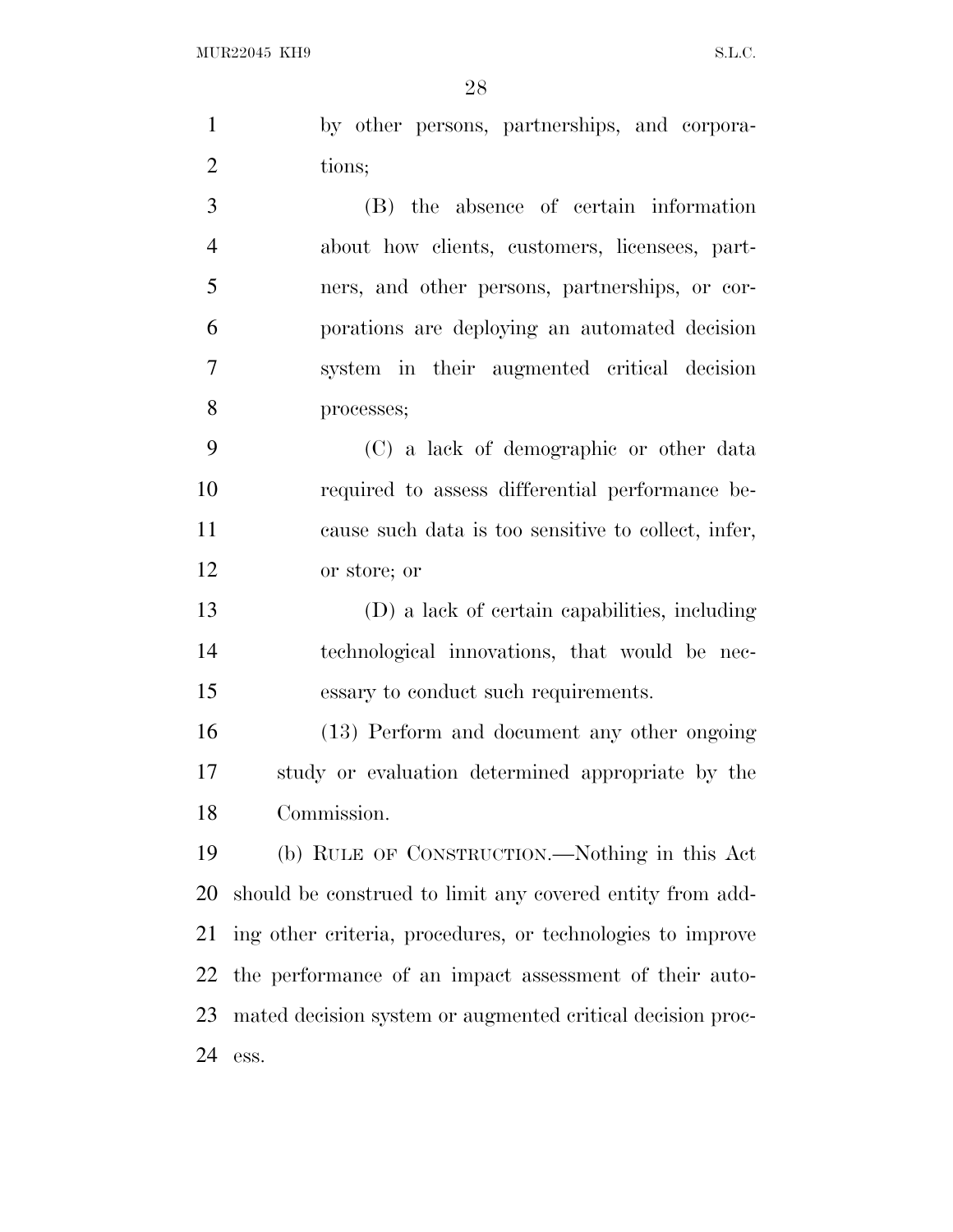by other persons, partnerships, and corporations;

(B) the absence of certain information about how clients, customers, licensees, partners, and other persons, partnerships, or corporations are deploying an automated decision system in their augmented critical decision processes;

(C) a lack of demographic or other data required to assess differential performance because such data is too sensitive to collect, infer, or store; or

(D) a lack of certain capabilities, including technological innovations, that would be necessary to conduct such requirements.

(13) Perform and document any other ongoing study or evaluation determined appropriate by the Commission.

(b) RULE OF CONSTRUCTION.—Nothing in this Act should be construed to limit any covered entity from adding other criteria, procedures, or technologies to improve the performance of an impact assessment of their automated decision system or augmented critical decision process.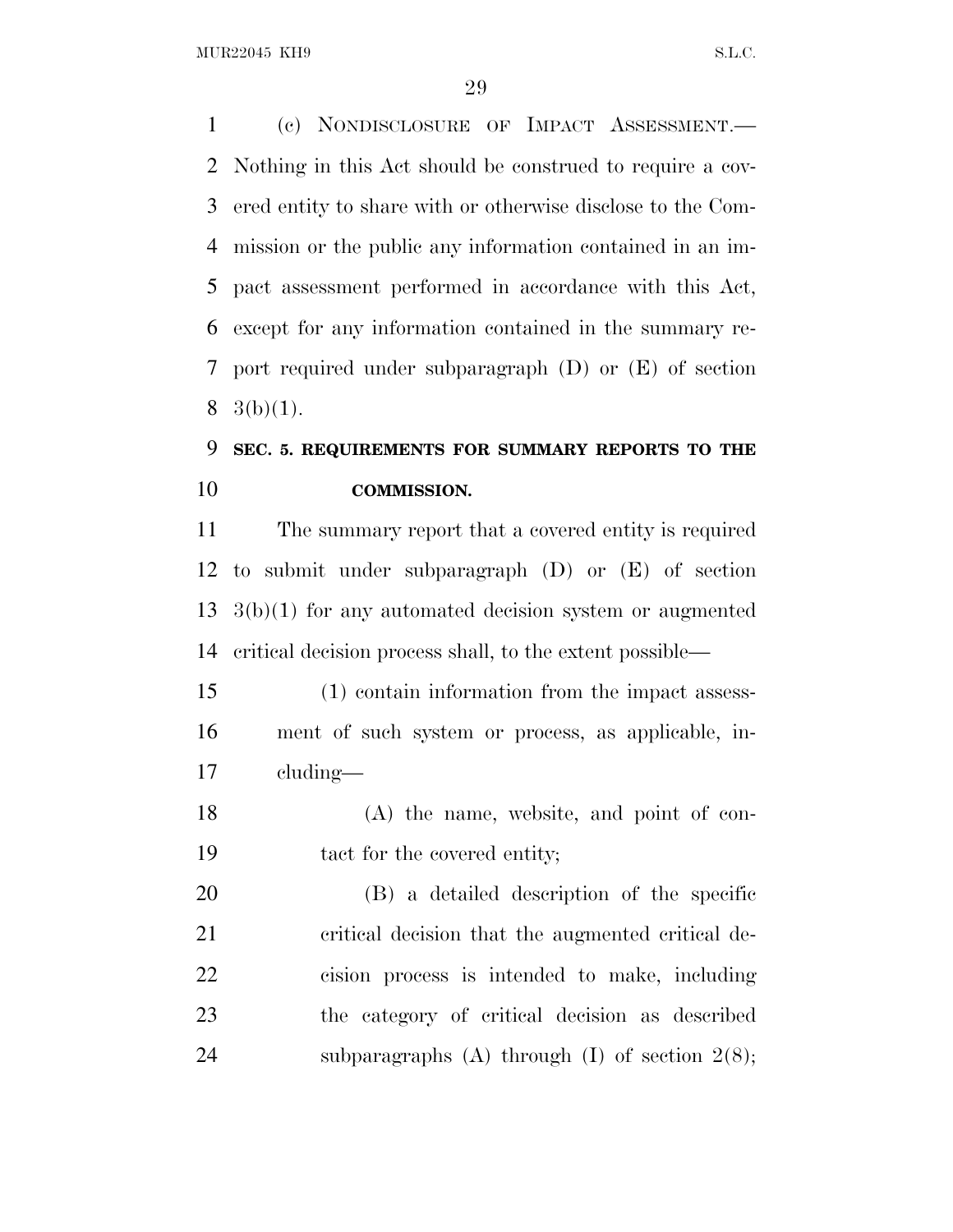(c) NONDISCLOSURE OF IMPACT ASSESSMENT.—Nothing in this Act should be construed to require a covered entity to share with or otherwise disclose to the Commission or the public any information contained in an impact assessment performed in accordance with this Act, except for any information contained in the summary report required under subparagraph (D) or (E) of section 3(b)(1).

## SEC. 5. REQUIREMENTS FOR SUMMARY REPORTS TO THE COMMISSION.

The summary report that a covered entity is required to submit under subparagraph (D) or (E) of section 3(b)(1) for any automated decision system or augmented critical decision process shall, to the extent possible—

(1) contain information from the impact assessment of such system or process, as applicable, including—

(A) the name, website, and point of contact for the covered entity;

(B) a detailed description of the specific critical decision that the augmented critical decision process is intended to make, including the category of critical decision as described subparagraphs (A) through (I) of section 2(8);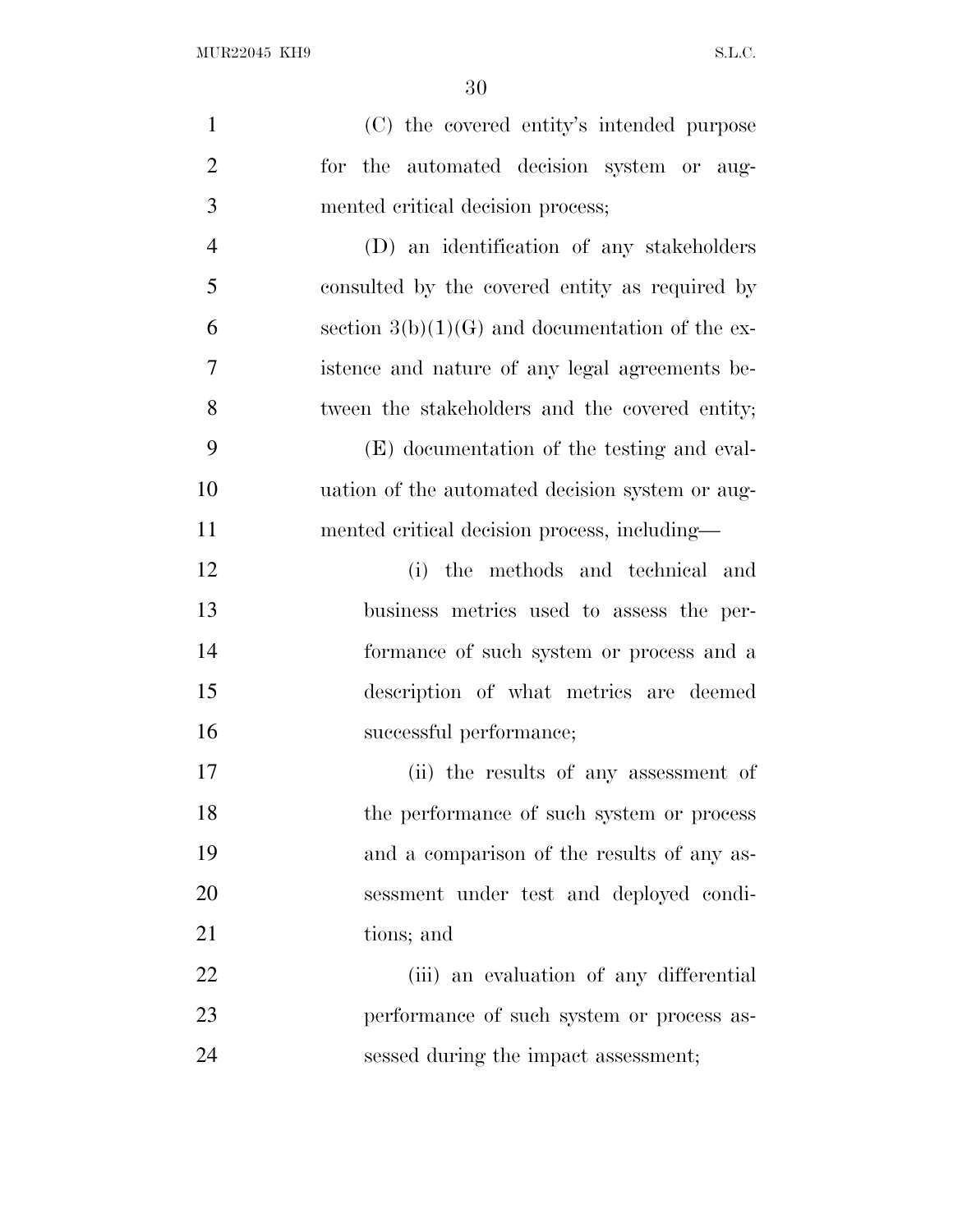(C) the covered entity's intended purpose for the automated decision system or augmented critical decision process;

(D) an identification of any stakeholders consulted by the covered entity as required by section 3(b)(1)(G) and documentation of the existence and nature of any legal agreements between the stakeholders and the covered entity;

(E) documentation of the testing and evaluation of the automated decision system or augmented critical decision process, including—

(i) the methods and technical and business metrics used to assess the performance of such system or process and a description of what metrics are deemed successful performance;

(ii) the results of any assessment of the performance of such system or process and a comparison of the results of any assessment under test and deployed conditions; and

(iii) an evaluation of any differential performance of such system or process assessed during the impact assessment;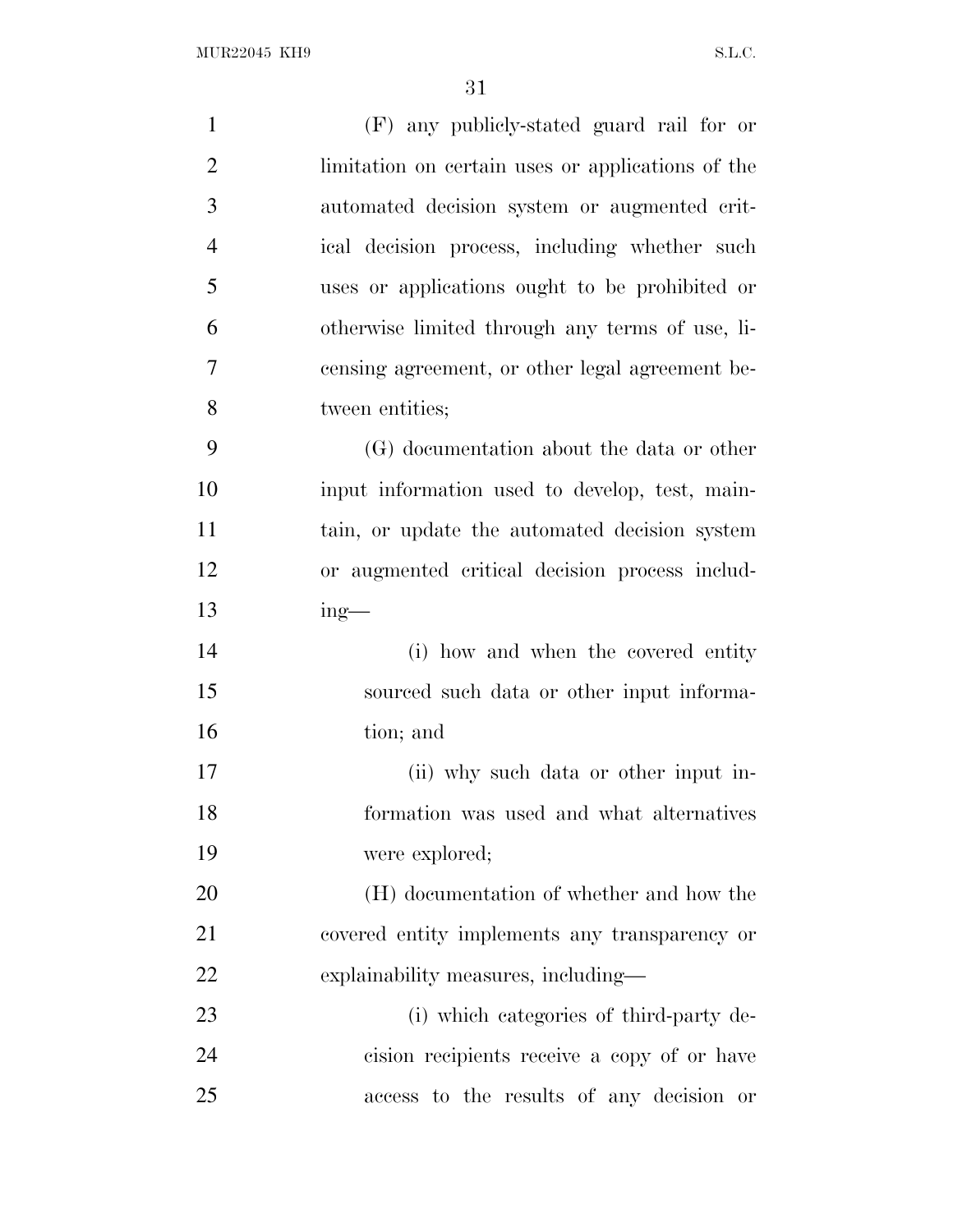(F) any publicly-stated guard rail for or limitation on certain uses or applications of the automated decision system or augmented critical decision process, including whether such uses or applications ought to be prohibited or otherwise limited through any terms of use, licensing agreement, or other legal agreement between entities;

(G) documentation about the data or other input information used to develop, test, maintain, or update the automated decision system or augmented critical decision process including—

(i) how and when the covered entity sourced such data or other input information; and

(ii) why such data or other input information was used and what alternatives were explored;

(H) documentation of whether and how the covered entity implements any transparency or explainability measures, including—

(i) which categories of third-party decision recipients receive a copy of or have access to the results of any decision or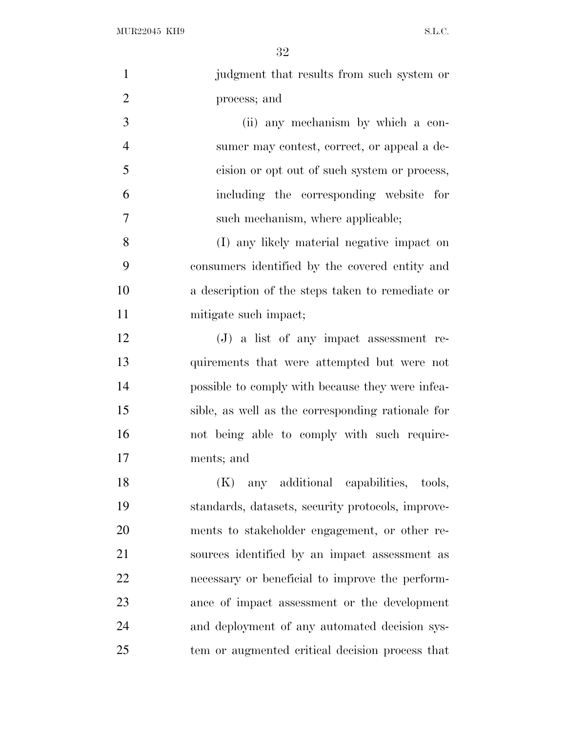judgment that results from such system or process; and

(ii) any mechanism by which a consumer may contest, correct, or appeal a decision or opt out of such system or process, including the corresponding website for such mechanism, where applicable;

(I) any likely material negative impact on consumers identified by the covered entity and a description of the steps taken to remediate or mitigate such impact;

(J) a list of any impact assessment requirements that were attempted but were not possible to comply with because they were infeasible, as well as the corresponding rationale for not being able to comply with such requirements; and

(K) any additional capabilities, tools, standards, datasets, security protocols, improvements to stakeholder engagement, or other resources identified by an impact assessment as necessary or beneficial to improve the performance of impact assessment or the development and deployment of any automated decision system or augmented critical decision process that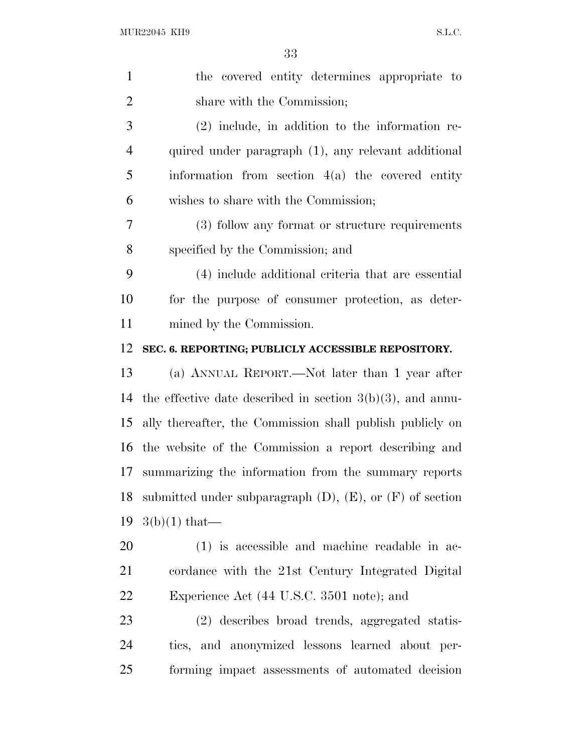the covered entity determines appropriate to share with the Commission;

(2) include, in addition to the information required under paragraph (1), any relevant additional information from section 4(a) the covered entity wishes to share with the Commission;

(3) follow any format or structure requirements specified by the Commission; and

(4) include additional criteria that are essential for the purpose of consumer protection, as determined by the Commission.

**SEC. 6. REPORTING; PUBLICLY ACCESSIBLE REPOSITORY.**

(a) ANNUAL REPORT.—Not later than 1 year after the effective date described in section 3(b)(3), and annually thereafter, the Commission shall publish publicly on the website of the Commission a report describing and summarizing the information from the summary reports submitted under subparagraph (D), (E), or (F) of section 3(b)(1) that—

(1) is accessible and machine readable in accordance with the 21st Century Integrated Digital Experience Act (44 U.S.C. 3501 note); and

(2) describes broad trends, aggregated statistics, and anonymized lessons learned about performing impact assessments of automated decision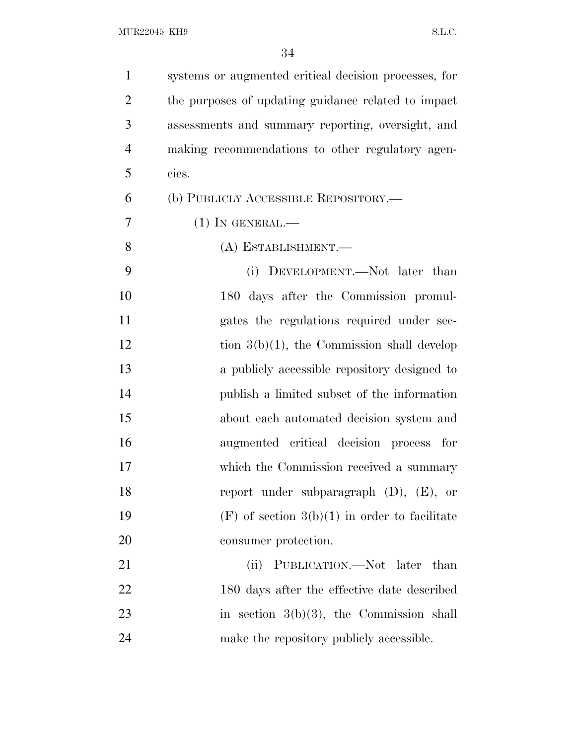systems or augmented critical decision processes, for the purposes of updating guidance related to impact assessments and summary reporting, oversight, and making recommendations to other regulatory agencies.

(b) PUBLICLY ACCESSIBLE REPOSITORY.—

(1) IN GENERAL.—

(A) ESTABLISHMENT.—

(i) DEVELOPMENT.—Not later than 180 days after the Commission promulgates the regulations required under section 3(b)(1), the Commission shall develop a publicly accessible repository designed to publish a limited subset of the information about each automated decision system and augmented critical decision process for which the Commission received a summary report under subparagraph (D), (E), or (F) of section 3(b)(1) in order to facilitate consumer protection.

(ii) PUBLICATION.—Not later than 180 days after the effective date described in section 3(b)(3), the Commission shall make the repository publicly accessible.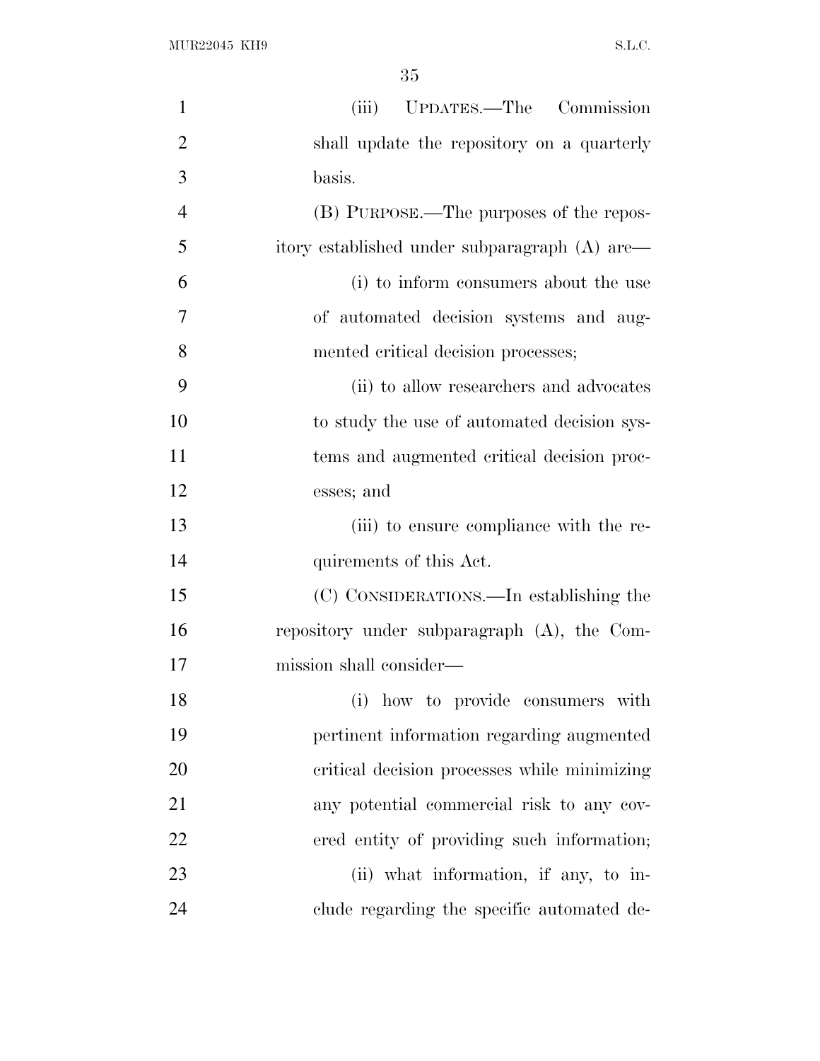(iii) UPDATES.—The Commission shall update the repository on a quarterly basis.

(B) PURPOSE.—The purposes of the repository established under subparagraph (A) are—

(i) to inform consumers about the use of automated decision systems and augmented critical decision processes;

(ii) to allow researchers and advocates to study the use of automated decision systems and augmented critical decision processes; and

(iii) to ensure compliance with the requirements of this Act.

(C) CONSIDERATIONS.—In establishing the repository under subparagraph (A), the Commission shall consider—

(i) how to provide consumers with pertinent information regarding augmented critical decision processes while minimizing any potential commercial risk to any covered entity of providing such information;

(ii) what information, if any, to include regarding the specific automated de-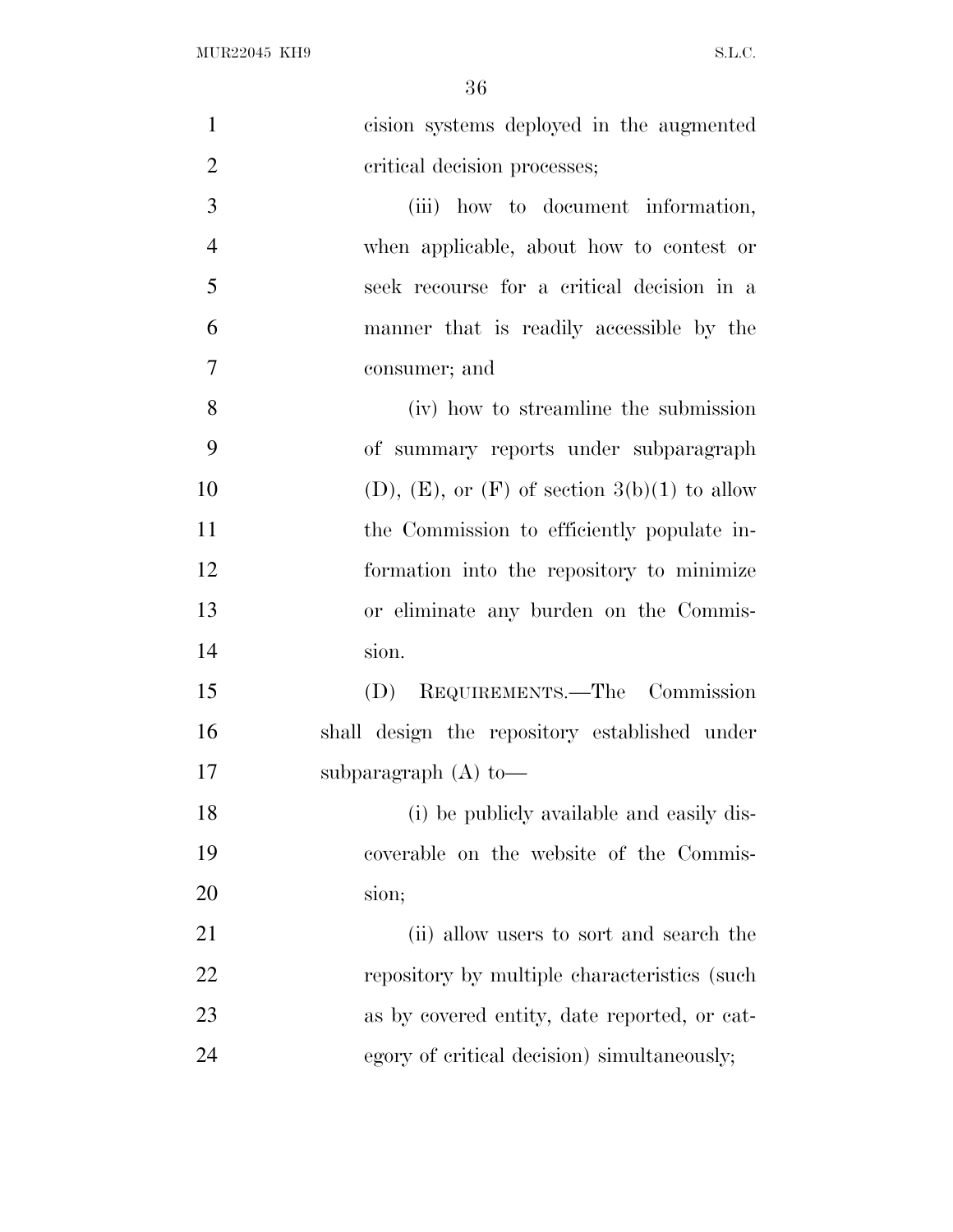cision systems deployed in the augmented critical decision processes;

(iii) how to document information, when applicable, about how to contest or seek recourse for a critical decision in a manner that is readily accessible by the consumer; and

(iv) how to streamline the submission of summary reports under subparagraph (D), (E), or (F) of section 3(b)(1) to allow the Commission to efficiently populate information into the repository to minimize or eliminate any burden on the Commission.

(D) REQUIREMENTS.—The Commission shall design the repository established under subparagraph (A) to—

(i) be publicly available and easily discoverable on the website of the Commission;

(ii) allow users to sort and search the repository by multiple characteristics (such as by covered entity, date reported, or category of critical decision) simultaneously;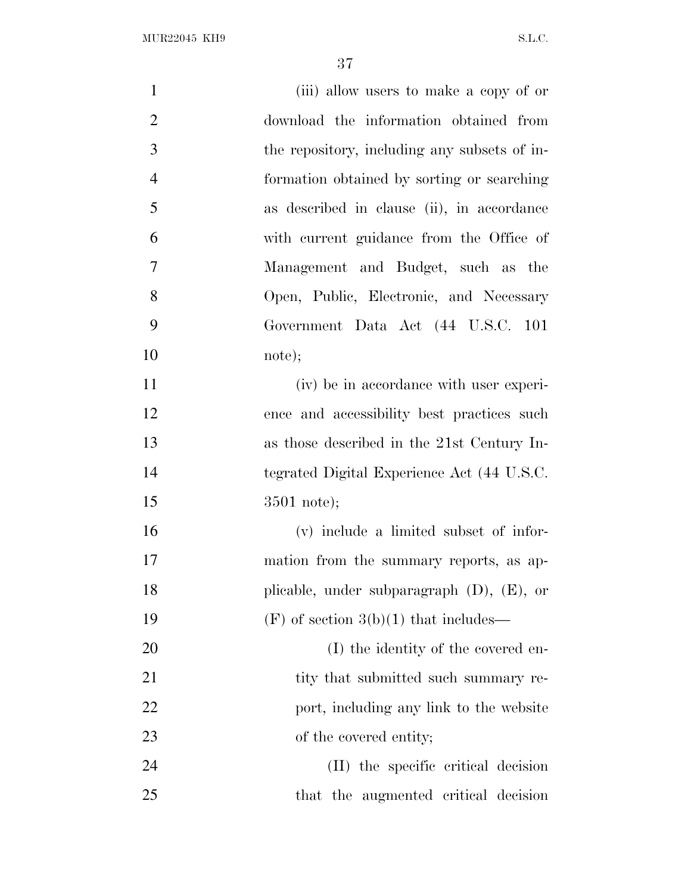(iii) allow users to make a copy of or download the information obtained from the repository, including any subsets of information obtained by sorting or searching as described in clause (ii), in accordance with current guidance from the Office of Management and Budget, such as the Open, Public, Electronic, and Necessary Government Data Act (44 U.S.C. 101 note);

(iv) be in accordance with user experience and accessibility best practices such as those described in the 21st Century Integrated Digital Experience Act (44 U.S.C. 3501 note);

(v) include a limited subset of information from the summary reports, as applicable, under subparagraph (D), (E), or (F) of section 3(b)(1) that includes—

(I) the identity of the covered entity that submitted such summary report, including any link to the website of the covered entity;

(II) the specific critical decision that the augmented critical decision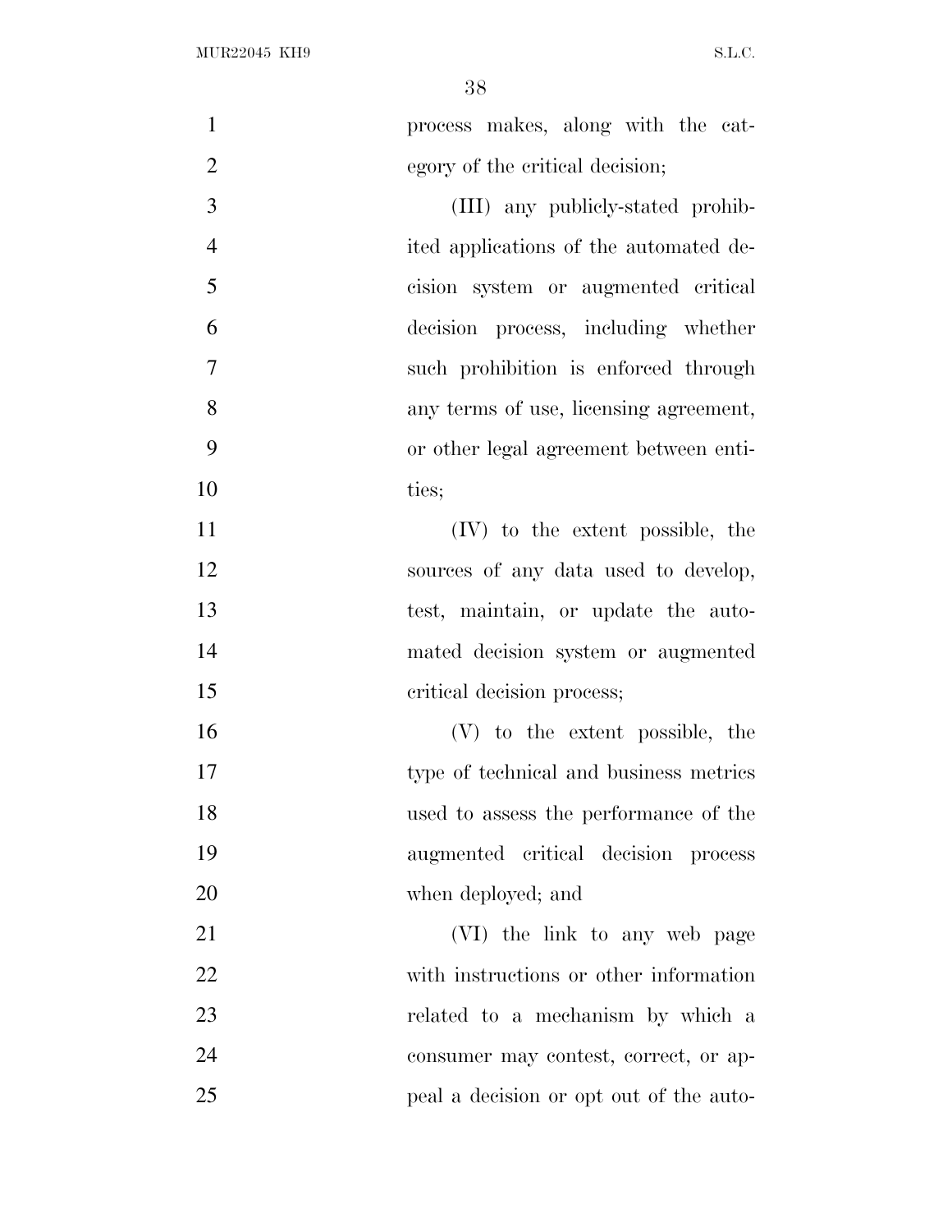process makes, along with the category of the critical decision;

(III) any publicly-stated prohibited applications of the automated decision system or augmented critical decision process, including whether such prohibition is enforced through any terms of use, licensing agreement, or other legal agreement between entities;

(IV) to the extent possible, the sources of any data used to develop, test, maintain, or update the automated decision system or augmented critical decision process;

(V) to the extent possible, the type of technical and business metrics used to assess the performance of the augmented critical decision process when deployed; and

(VI) the link to any web page with instructions or other information related to a mechanism by which a consumer may contest, correct, or appeal a decision or opt out of the auto-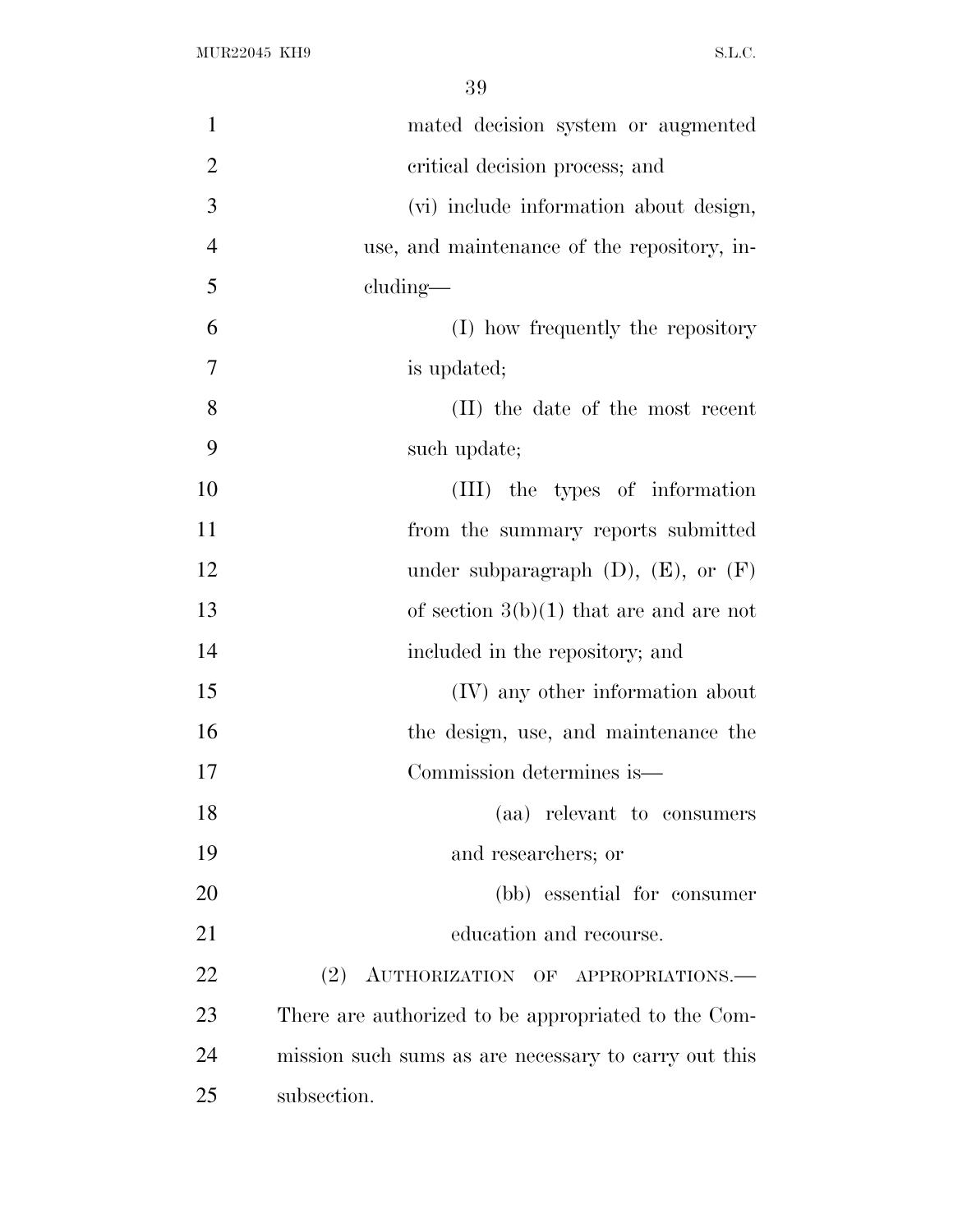mated decision system or augmented critical decision process; and

(vi) include information about design, use, and maintenance of the repository, including—

(I) how frequently the repository is updated;

(II) the date of the most recent such update;

(III) the types of information from the summary reports submitted under subparagraph (D), (E), or (F) of section 3(b)(1) that are and are not included in the repository; and

(IV) any other information about the design, use, and maintenance the Commission determines is—

(aa) relevant to consumers and researchers; or

(bb) essential for consumer education and recourse.

(2) AUTHORIZATION OF APPROPRIATIONS.—There are authorized to be appropriated to the Commission such sums as are necessary to carry out this subsection.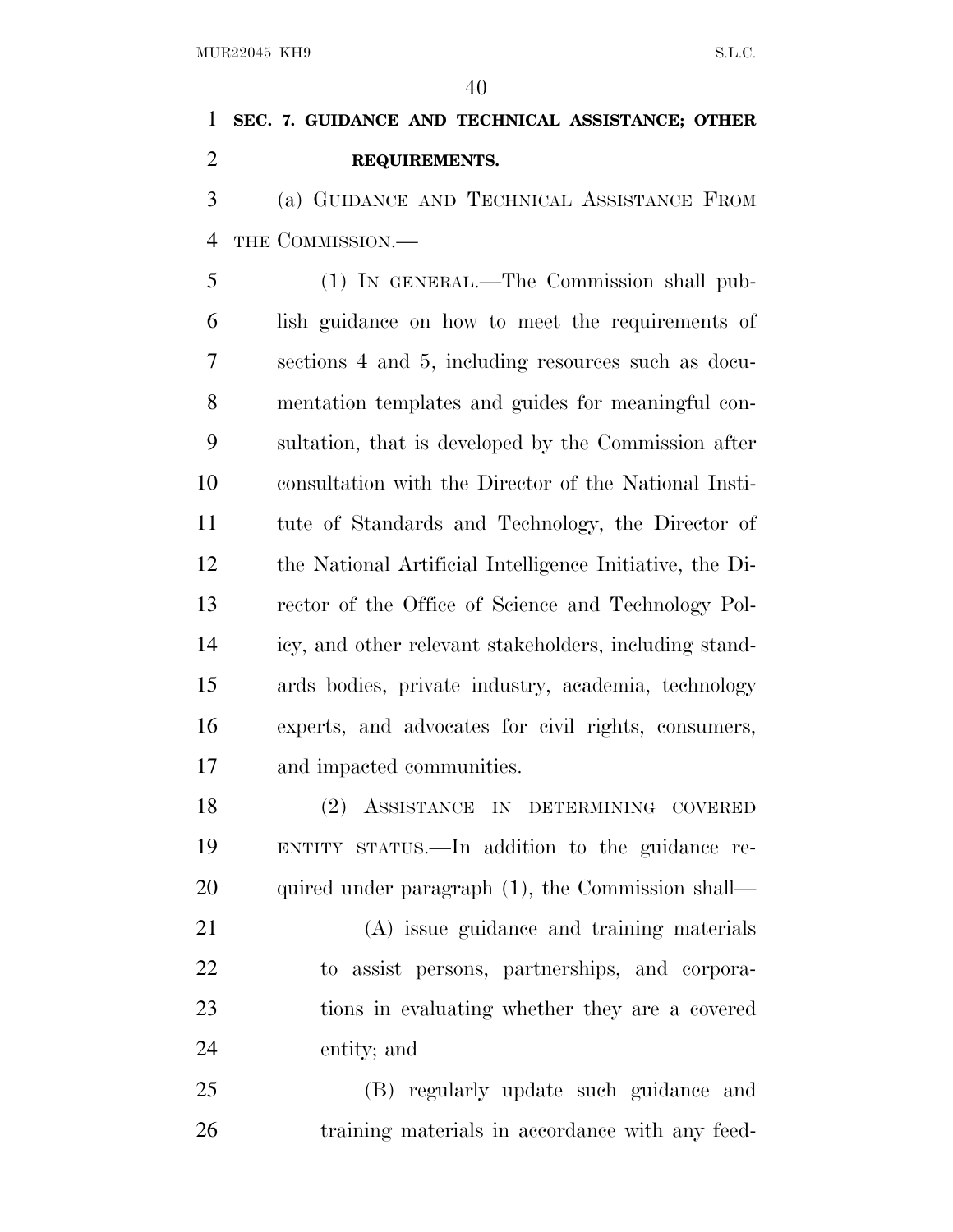**SEC. 7. GUIDANCE AND TECHNICAL ASSISTANCE; OTHER REQUIREMENTS.**

(a) GUIDANCE AND TECHNICAL ASSISTANCE FROM THE COMMISSION.—

(1) IN GENERAL.—The Commission shall publish guidance on how to meet the requirements of sections 4 and 5, including resources such as documentation templates and guides for meaningful consultation, that is developed by the Commission after consultation with the Director of the National Institute of Standards and Technology, the Director of the National Artificial Intelligence Initiative, the Director of the Office of Science and Technology Policy, and other relevant stakeholders, including standards bodies, private industry, academia, technology experts, and advocates for civil rights, consumers, and impacted communities.

(2) ASSISTANCE IN DETERMINING COVERED ENTITY STATUS.—In addition to the guidance required under paragraph (1), the Commission shall—

(A) issue guidance and training materials to assist persons, partnerships, and corporations in evaluating whether they are a covered entity; and

(B) regularly update such guidance and training materials in accordance with any feed-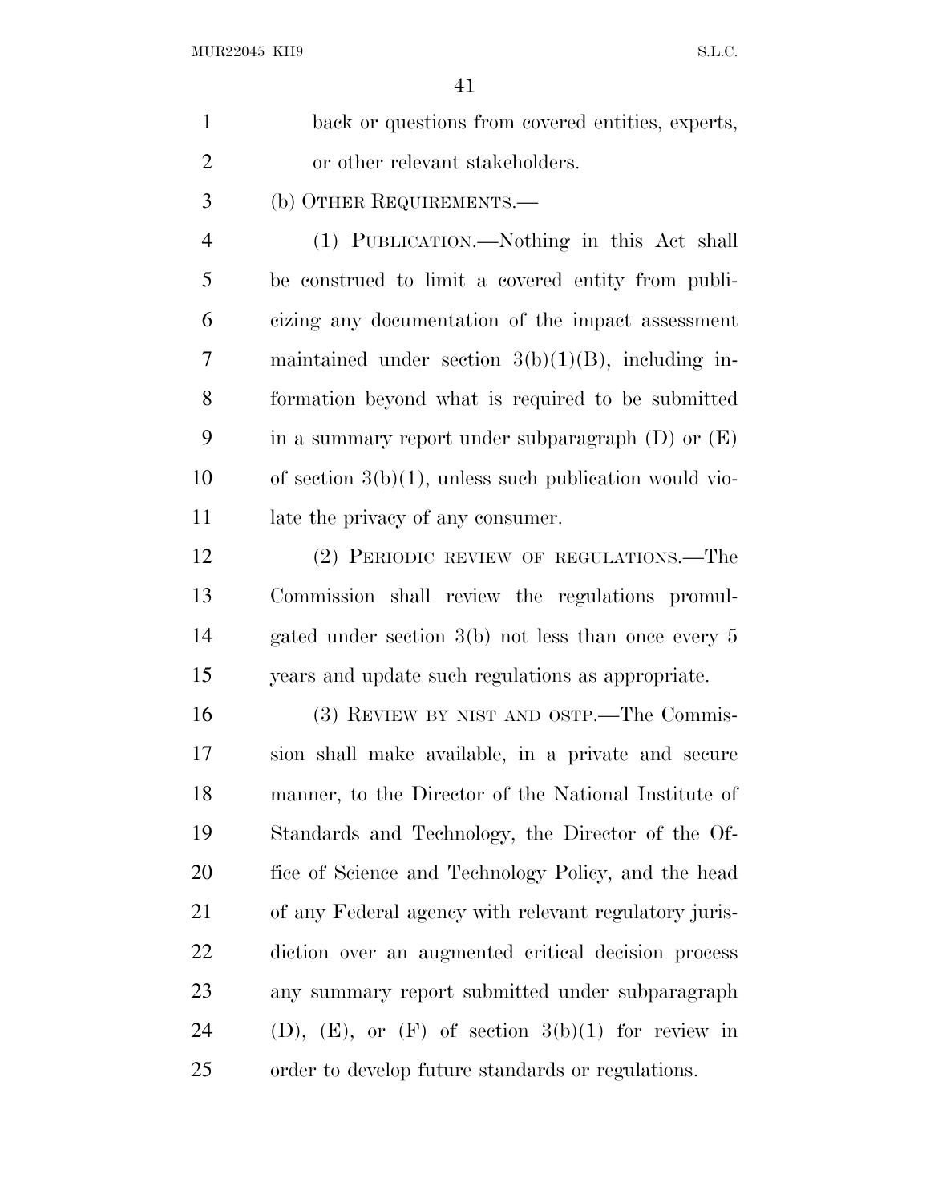back or questions from covered entities, experts, or other relevant stakeholders.

(b) OTHER REQUIREMENTS.—

(1) PUBLICATION.—Nothing in this Act shall be construed to limit a covered entity from publicizing any documentation of the impact assessment maintained under section 3(b)(1)(B), including information beyond what is required to be submitted in a summary report under subparagraph (D) or (E) of section 3(b)(1), unless such publication would violate the privacy of any consumer.

(2) PERIODIC REVIEW OF REGULATIONS.—The Commission shall review the regulations promulgated under section 3(b) not less than once every 5 years and update such regulations as appropriate.

(3) REVIEW BY NIST AND OSTP.—The Commission shall make available, in a private and secure manner, to the Director of the National Institute of Standards and Technology, the Director of the Office of Science and Technology Policy, and the head of any Federal agency with relevant regulatory jurisdiction over an augmented critical decision process any summary report submitted under subparagraph (D), (E), or (F) of section 3(b)(1) for review in order to develop future standards or regulations.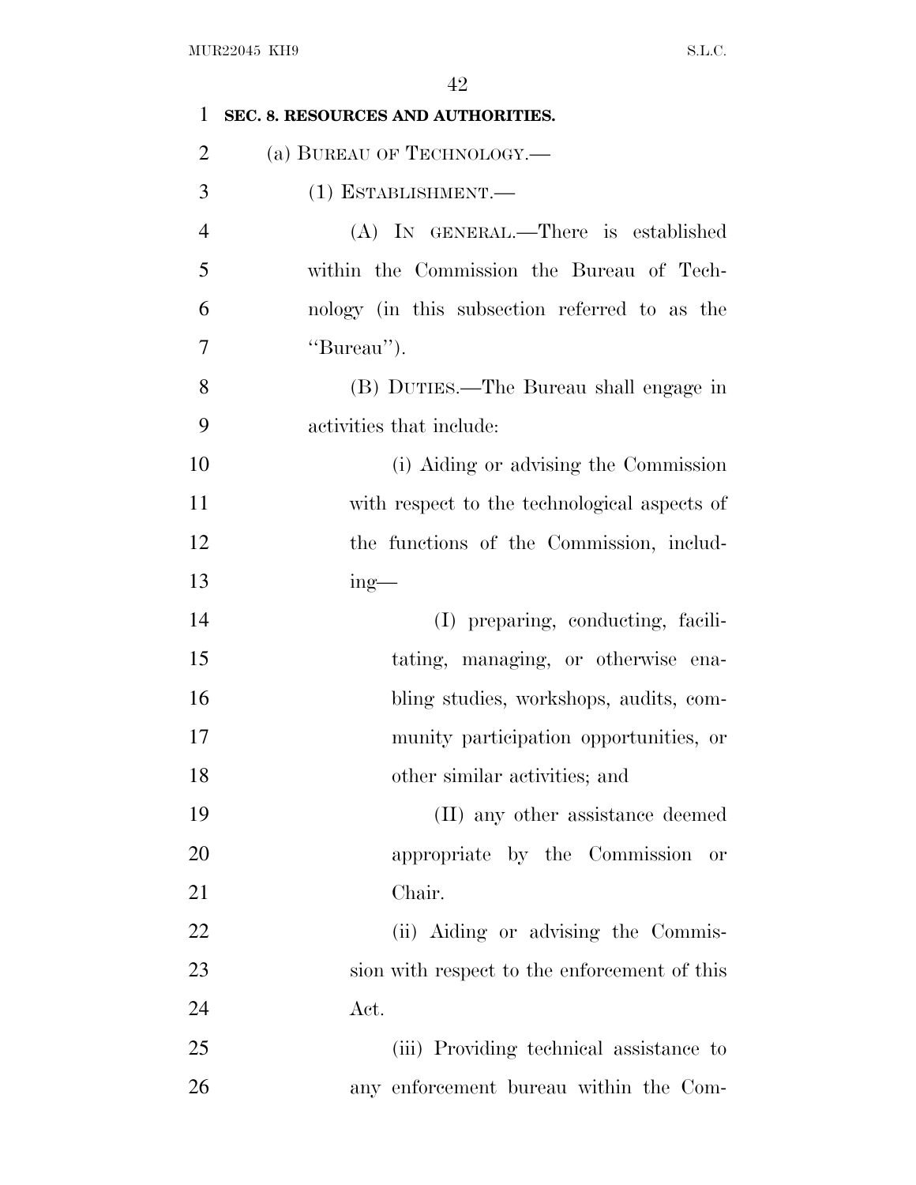**SEC. 8. RESOURCES AND AUTHORITIES.**

(a) BUREAU OF TECHNOLOGY.—

(1) ESTABLISHMENT.—

(A) IN GENERAL.—There is established within the Commission the Bureau of Technology (in this subsection referred to as the ''Bureau'').

(B) DUTIES.—The Bureau shall engage in activities that include:

(i) Aiding or advising the Commission with respect to the technological aspects of the functions of the Commission, including—

(I) preparing, conducting, facilitating, managing, or otherwise enabling studies, workshops, audits, community participation opportunities, or other similar activities; and

(II) any other assistance deemed appropriate by the Commission or Chair.

(ii) Aiding or advising the Commission with respect to the enforcement of this Act.

(iii) Providing technical assistance to any enforcement bureau within the Com-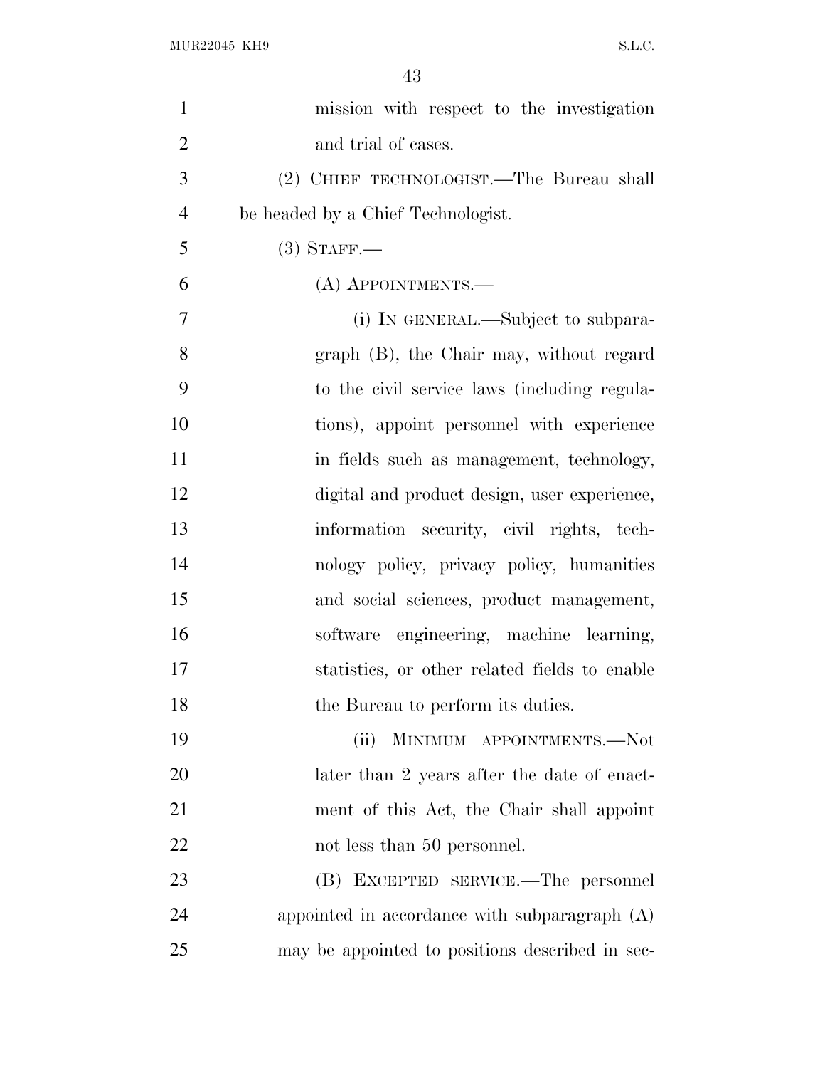mission with respect to the investigation and trial of cases.

(2) CHIEF TECHNOLOGIST.—The Bureau shall be headed by a Chief Technologist.

(3) STAFF.—

(A) APPOINTMENTS.—

(i) IN GENERAL.—Subject to subparagraph (B), the Chair may, without regard to the civil service laws (including regulations), appoint personnel with experience in fields such as management, technology, digital and product design, user experience, information security, civil rights, technology policy, privacy policy, humanities and social sciences, product management, software engineering, machine learning, statistics, or other related fields to enable the Bureau to perform its duties.

(ii) MINIMUM APPOINTMENTS.—Not later than 2 years after the date of enactment of this Act, the Chair shall appoint not less than 50 personnel.

(B) EXCEPTED SERVICE.—The personnel appointed in accordance with subparagraph (A) may be appointed to positions described in sec-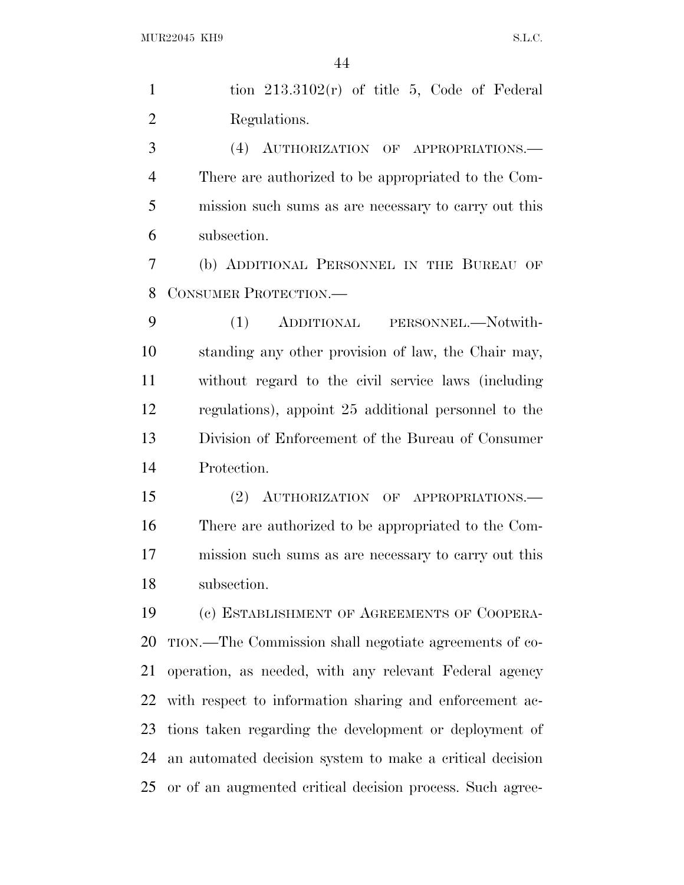tion 213.3102(r) of title 5, Code of Federal Regulations.

(4) AUTHORIZATION OF APPROPRIATIONS.—There are authorized to be appropriated to the Commission such sums as are necessary to carry out this subsection.

(b) ADDITIONAL PERSONNEL IN THE BUREAU OF CONSUMER PROTECTION.—

(1) ADDITIONAL PERSONNEL.—Notwithstanding any other provision of law, the Chair may, without regard to the civil service laws (including regulations), appoint 25 additional personnel to the Division of Enforcement of the Bureau of Consumer Protection.

(2) AUTHORIZATION OF APPROPRIATIONS.—There are authorized to be appropriated to the Commission such sums as are necessary to carry out this subsection.

(c) ESTABLISHMENT OF AGREEMENTS OF COOPERATION.—The Commission shall negotiate agreements of cooperation, as needed, with any relevant Federal agency with respect to information sharing and enforcement actions taken regarding the development or deployment of an automated decision system to make a critical decision or of an augmented critical decision process. Such agree-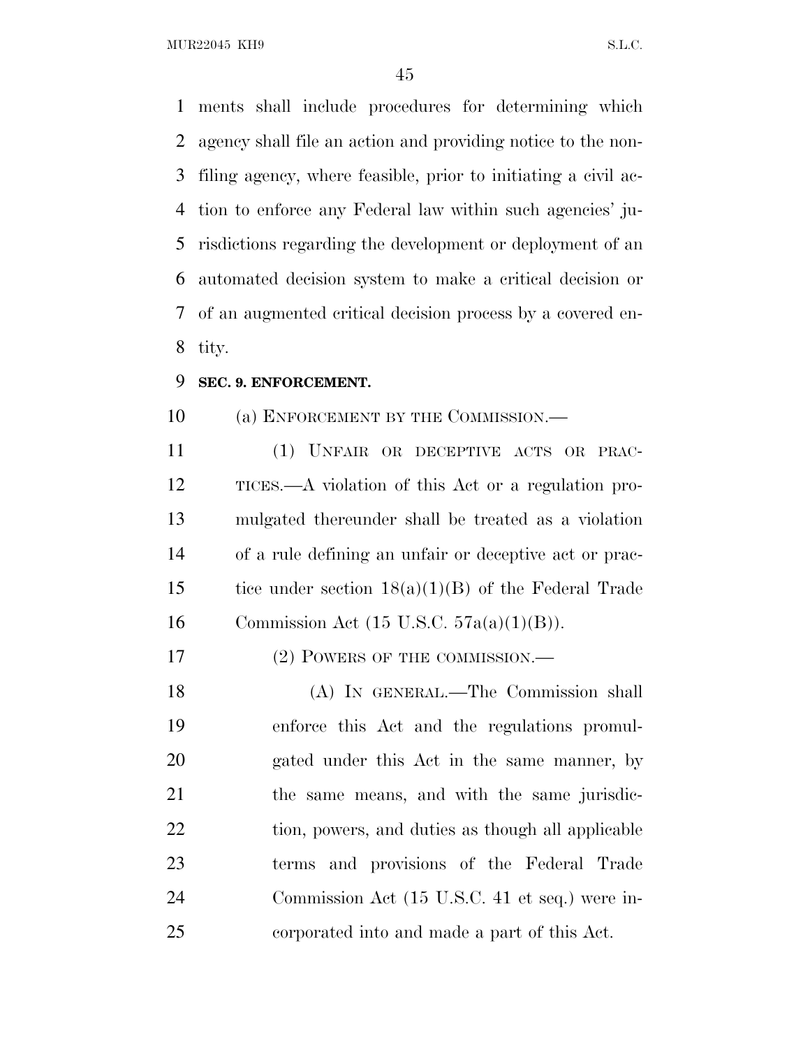ments shall include procedures for determining which agency shall file an action and providing notice to the non-filing agency, where feasible, prior to initiating a civil action to enforce any Federal law within such agencies' jurisdictions regarding the development or deployment of an automated decision system to make a critical decision or of an augmented critical decision process by a covered entity.

**SEC. 9. ENFORCEMENT.**

(a) ENFORCEMENT BY THE COMMISSION.—

(1) UNFAIR OR DECEPTIVE ACTS OR PRACTICES.—A violation of this Act or a regulation promulgated thereunder shall be treated as a violation of a rule defining an unfair or deceptive act or practice under section 18(a)(1)(B) of the Federal Trade Commission Act (15 U.S.C. 57a(a)(1)(B)).

(2) POWERS OF THE COMMISSION.—

(A) IN GENERAL.—The Commission shall enforce this Act and the regulations promulgated under this Act in the same manner, by the same means, and with the same jurisdiction, powers, and duties as though all applicable terms and provisions of the Federal Trade Commission Act (15 U.S.C. 41 et seq.) were incorporated into and made a part of this Act.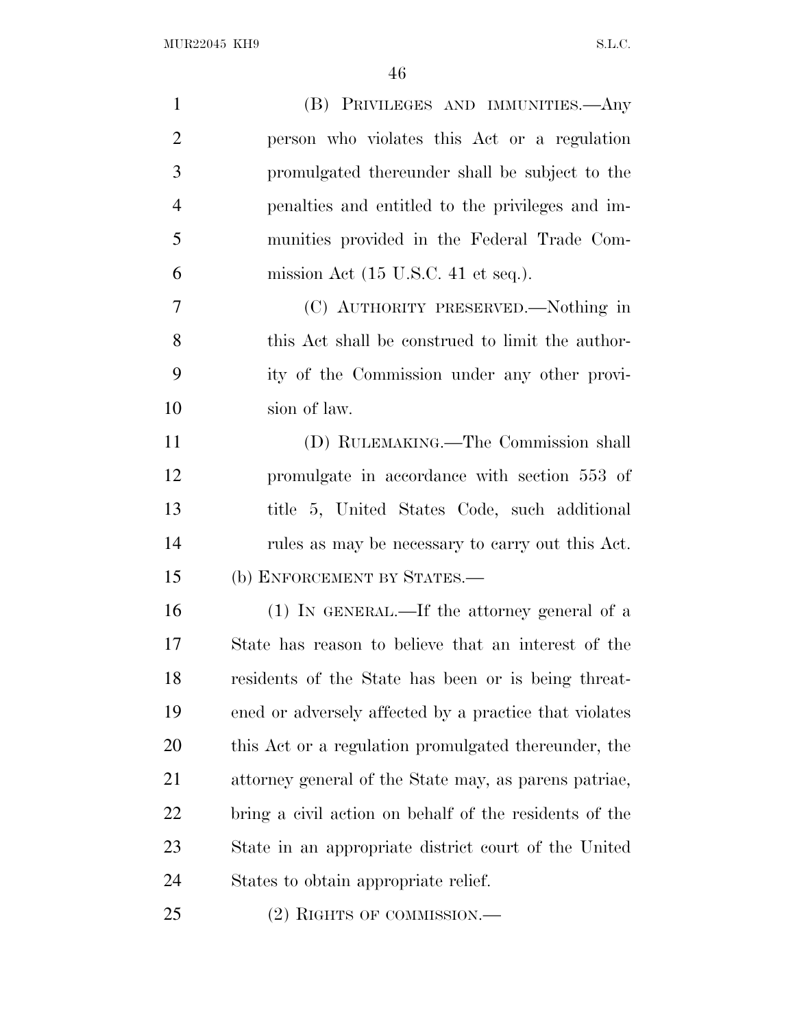(B) PRIVILEGES AND IMMUNITIES.—Any person who violates this Act or a regulation promulgated thereunder shall be subject to the penalties and entitled to the privileges and immunities provided in the Federal Trade Commission Act (15 U.S.C. 41 et seq.).

(C) AUTHORITY PRESERVED.—Nothing in this Act shall be construed to limit the authority of the Commission under any other provision of law.

(D) RULEMAKING.—The Commission shall promulgate in accordance with section 553 of title 5, United States Code, such additional rules as may be necessary to carry out this Act.

(b) ENFORCEMENT BY STATES.—

(1) IN GENERAL.—If the attorney general of a State has reason to believe that an interest of the residents of the State has been or is being threatened or adversely affected by a practice that violates this Act or a regulation promulgated thereunder, the attorney general of the State may, as parens patriae, bring a civil action on behalf of the residents of the State in an appropriate district court of the United States to obtain appropriate relief.

(2) RIGHTS OF COMMISSION.—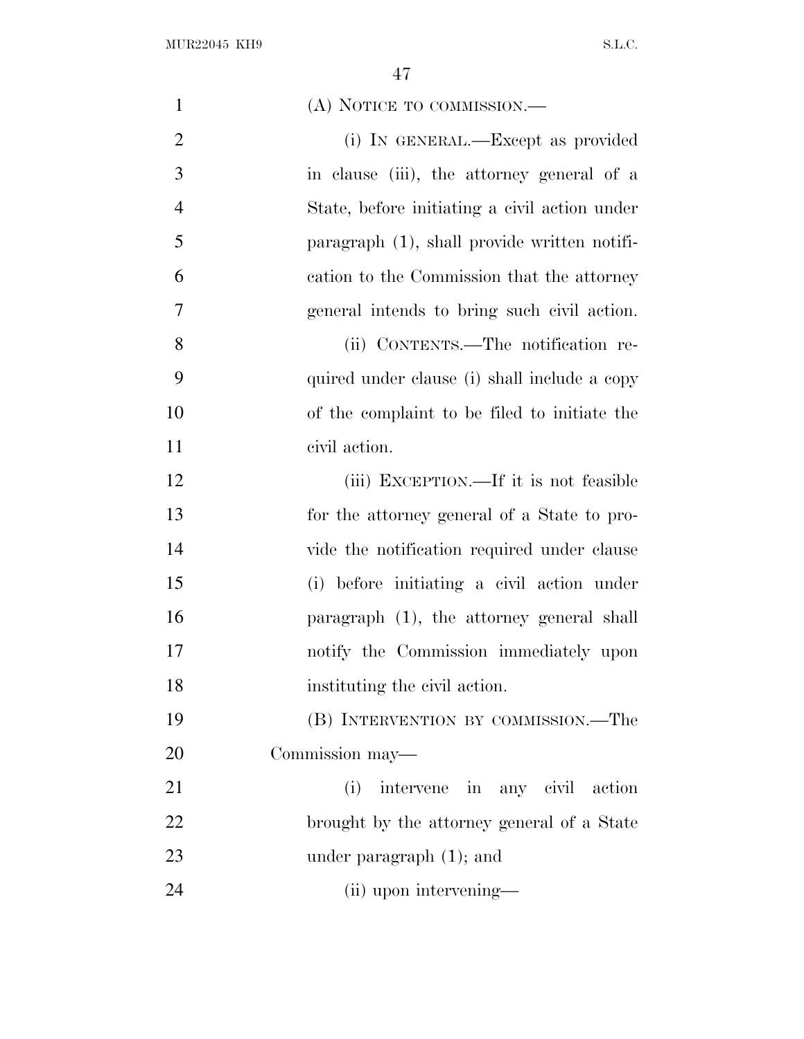(A) NOTICE TO COMMISSION.—

(i) IN GENERAL.—Except as provided in clause (iii), the attorney general of a State, before initiating a civil action under paragraph (1), shall provide written notification to the Commission that the attorney general intends to bring such civil action.

(ii) CONTENTS.—The notification required under clause (i) shall include a copy of the complaint to be filed to initiate the civil action.

(iii) EXCEPTION.—If it is not feasible for the attorney general of a State to provide the notification required under clause (i) before initiating a civil action under paragraph (1), the attorney general shall notify the Commission immediately upon instituting the civil action.

(B) INTERVENTION BY COMMISSION.—The Commission may—

(i) intervene in any civil action brought by the attorney general of a State under paragraph (1); and

(ii) upon intervening—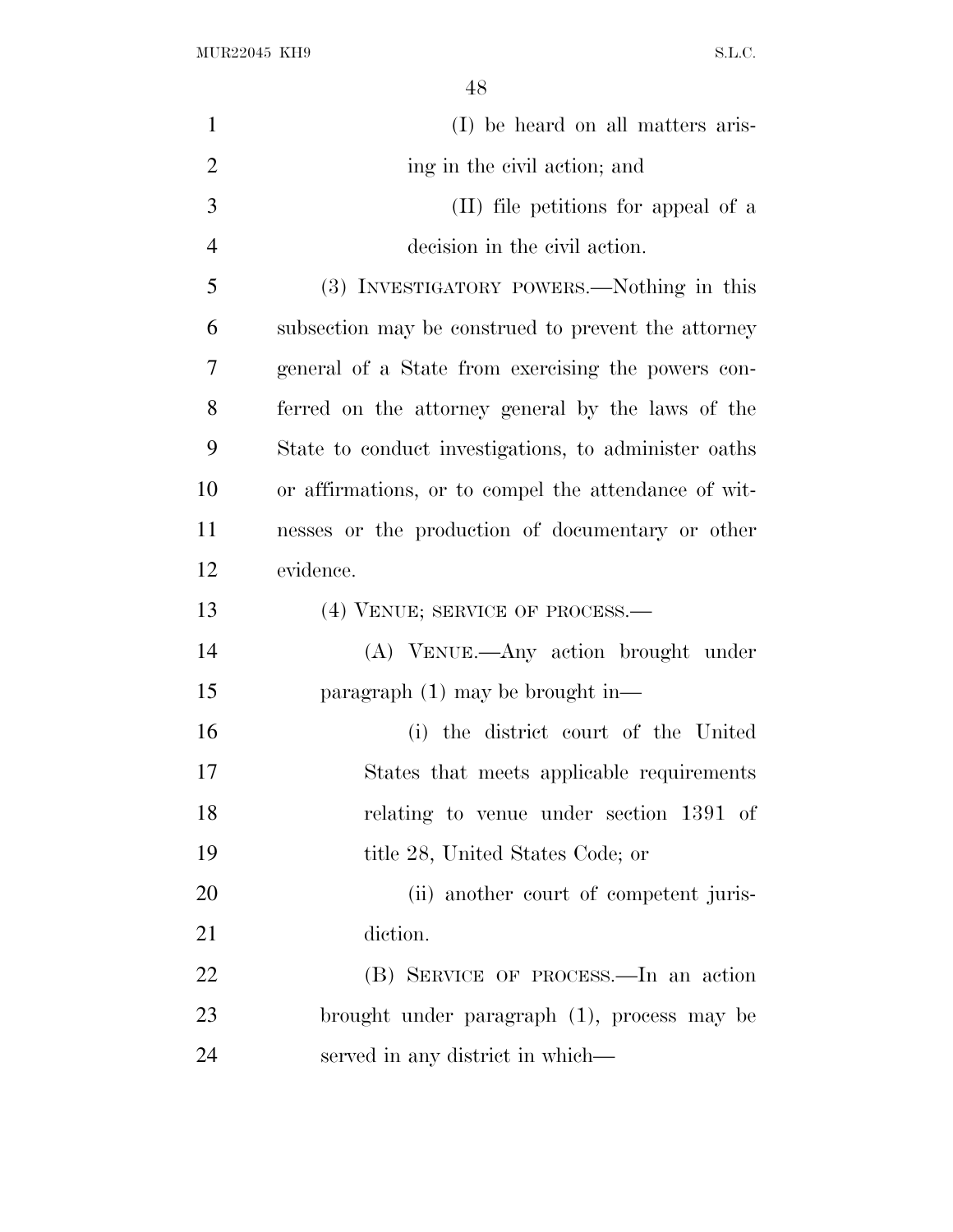(I) be heard on all matters arising in the civil action; and

(II) file petitions for appeal of a decision in the civil action.

(3) INVESTIGATORY POWERS.—Nothing in this subsection may be construed to prevent the attorney general of a State from exercising the powers conferred on the attorney general by the laws of the State to conduct investigations, to administer oaths or affirmations, or to compel the attendance of witnesses or the production of documentary or other evidence.

(4) VENUE; SERVICE OF PROCESS.—

(A) VENUE.—Any action brought under paragraph (1) may be brought in—

(i) the district court of the United States that meets applicable requirements relating to venue under section 1391 of title 28, United States Code; or

(ii) another court of competent jurisdiction.

(B) SERVICE OF PROCESS.—In an action brought under paragraph (1), process may be served in any district in which—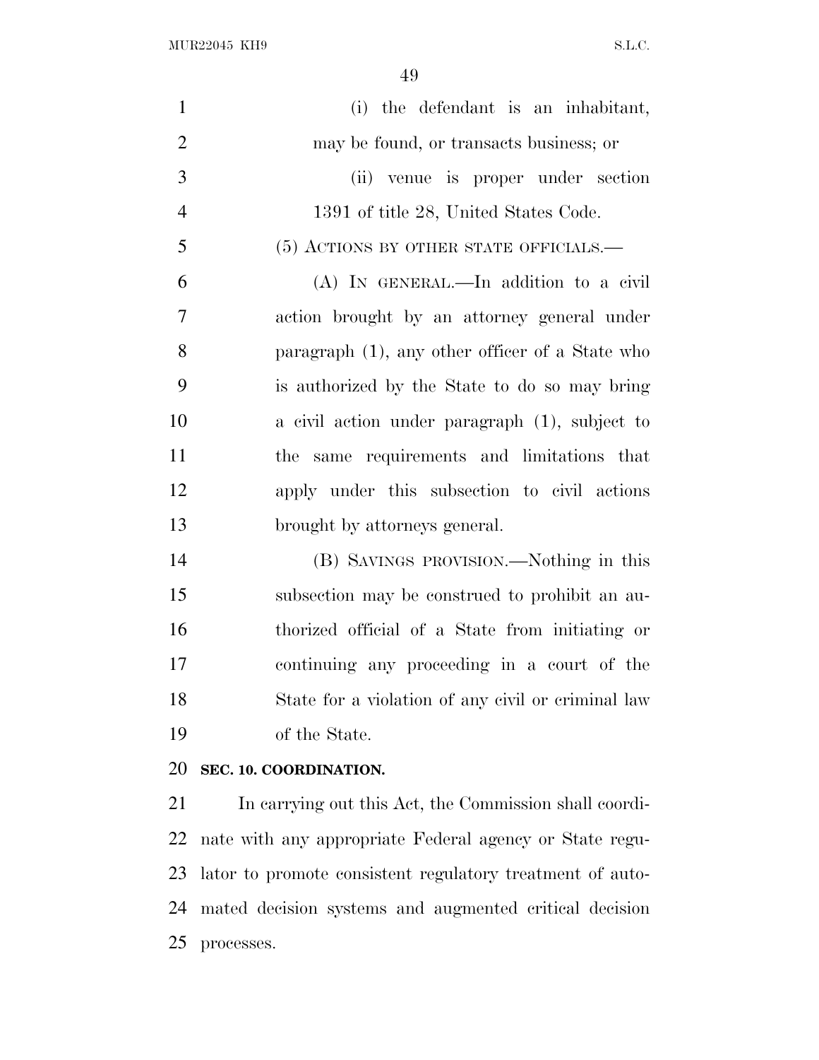(i) the defendant is an inhabitant, may be found, or transacts business; or

(ii) venue is proper under section 1391 of title 28, United States Code.

(5) ACTIONS BY OTHER STATE OFFICIALS.—

(A) IN GENERAL.—In addition to a civil action brought by an attorney general under paragraph (1), any other officer of a State who is authorized by the State to do so may bring a civil action under paragraph (1), subject to the same requirements and limitations that apply under this subsection to civil actions brought by attorneys general.

(B) SAVINGS PROVISION.—Nothing in this subsection may be construed to prohibit an authorized official of a State from initiating or continuing any proceeding in a court of the State for a violation of any civil or criminal law of the State.

## SEC. 10. COORDINATION.

In carrying out this Act, the Commission shall coordinate with any appropriate Federal agency or State regulator to promote consistent regulatory treatment of automated decision systems and augmented critical decision processes.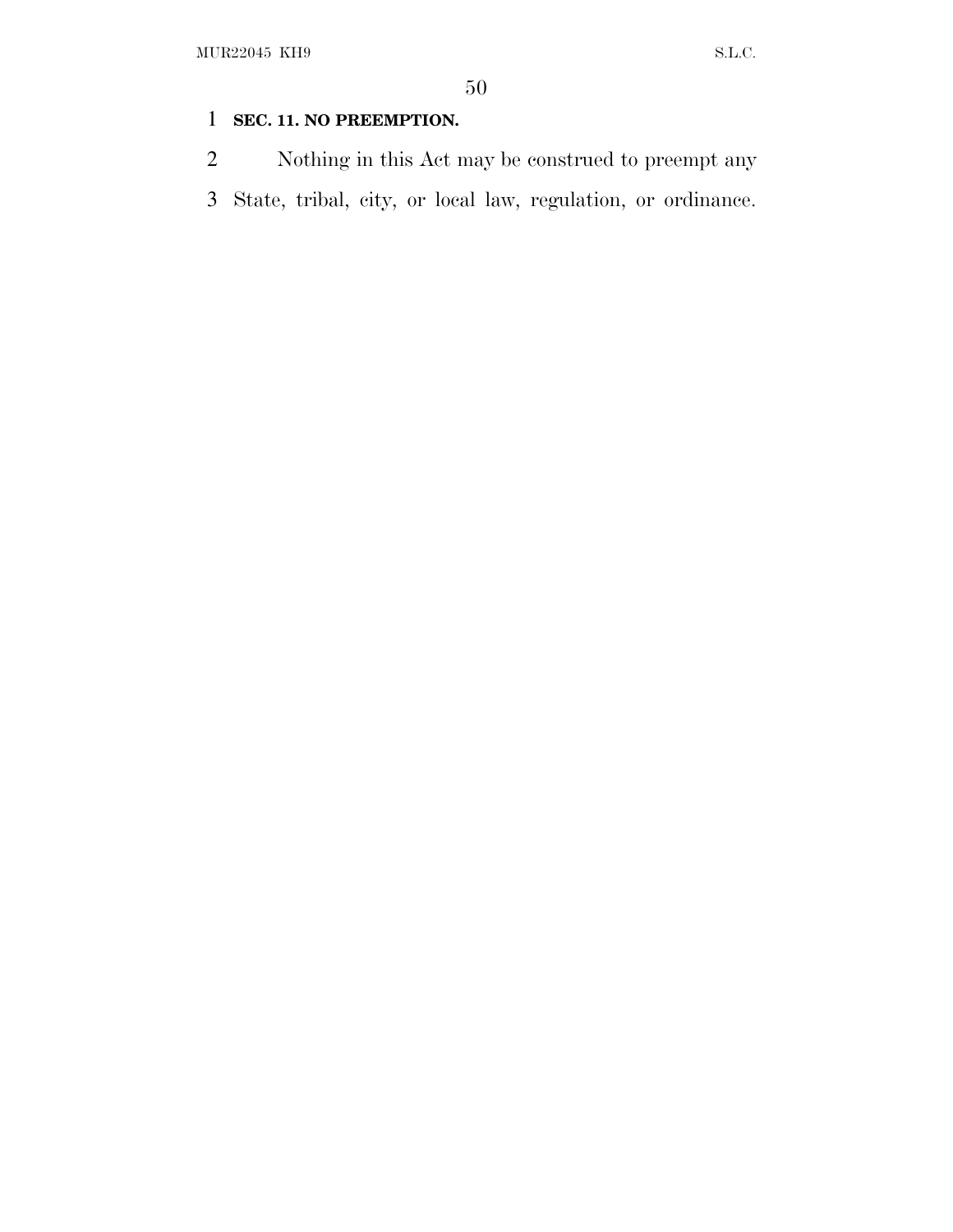**SEC. 11. NO PREEMPTION.**

Nothing in this Act may be construed to preempt any State, tribal, city, or local law, regulation, or ordinance.